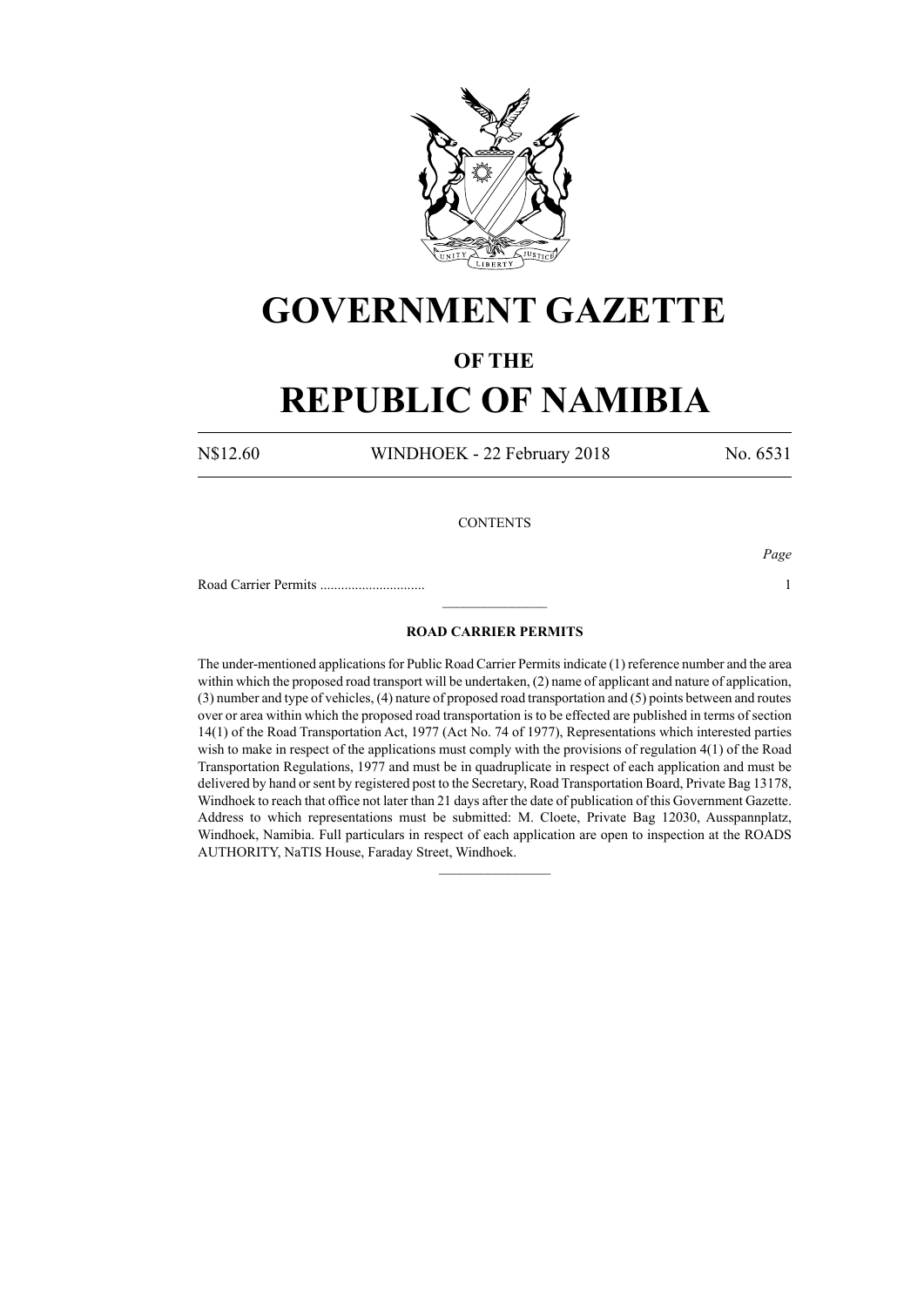# GOVERNMENT GAZETTE

## OF THE

# REPUBLIC OF NAMIBIA

N$12.60 WINDHOEK - 22 February 2018 No. 6531

CONTENTS

*Page*

Road Carrier Permits .............................. 1

---

### ROAD CARRIER PERMITS

The under-mentioned applications for Public Road Carrier Permits indicate (1) reference number and the area within which the proposed road transport will be undertaken, (2) name of applicant and nature of application, (3) number and type of vehicles, (4) nature of proposed road transportation and (5) points between and routes over or area within which the proposed road transportation is to be effected are published in terms of section 14(1) of the Road Transportation Act, 1977 (Act No. 74 of 1977), Representations which interested parties wish to make in respect of the applications must comply with the provisions of regulation 4(1) of the Road Transportation Regulations, 1977 and must be in quadruplicate in respect of each application and must be delivered by hand or sent by registered post to the Secretary, Road Transportation Board, Private Bag 13178, Windhoek to reach that office not later than 21 days after the date of publication of this Government Gazette. Address to which representations must be submitted: M. Cloete, Private Bag 12030, Ausspannplatz, Windhoek, Namibia. Full particulars in respect of each application are open to inspection at the ROADS AUTHORITY, NaTIS House, Faraday Street, Windhoek.

---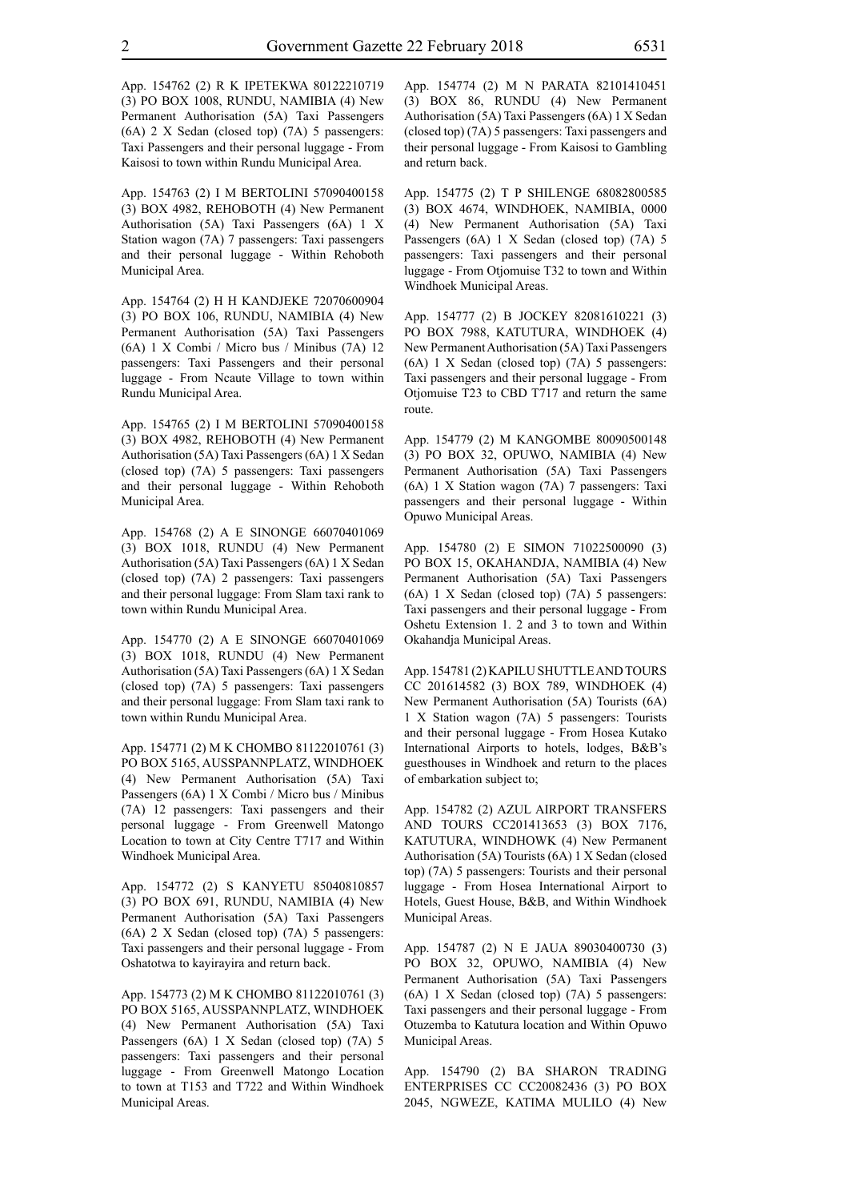App. 154762 (2) R K IPETEKWA 80122210719 (3) PO BOX 1008, RUNDU, NAMIBIA (4) New Permanent Authorisation (5A) Taxi Passengers (6A) 2 X Sedan (closed top) (7A) 5 passengers: Taxi Passengers and their personal luggage - From Kaisosi to town within Rundu Municipal Area.

App. 154763 (2) I M BERTOLINI 57090400158 (3) BOX 4982, REHOBOTH (4) New Permanent Authorisation (5A) Taxi Passengers (6A) 1 X Station wagon (7A) 7 passengers: Taxi passengers and their personal luggage - Within Rehoboth Municipal Area.

App. 154764 (2) H H KANDJEKE 72070600904 (3) PO BOX 106, RUNDU, NAMIBIA (4) New Permanent Authorisation (5A) Taxi Passengers (6A) 1 X Combi / Micro bus / Minibus (7A) 12 passengers: Taxi Passengers and their personal luggage - From Ncaute Village to town within Rundu Municipal Area.

App. 154765 (2) I M BERTOLINI 57090400158 (3) BOX 4982, REHOBOTH (4) New Permanent Authorisation (5A) Taxi Passengers (6A) 1 X Sedan (closed top) (7A) 5 passengers: Taxi passengers and their personal luggage - Within Rehoboth Municipal Area.

App. 154768 (2) A E SINONGE 66070401069 (3) BOX 1018, RUNDU (4) New Permanent Authorisation (5A) Taxi Passengers (6A) 1 X Sedan (closed top) (7A) 2 passengers: Taxi passengers and their personal luggage: From Slam taxi rank to town within Rundu Municipal Area.

App. 154770 (2) A E SINONGE 66070401069 (3) BOX 1018, RUNDU (4) New Permanent Authorisation (5A) Taxi Passengers (6A) 1 X Sedan (closed top) (7A) 5 passengers: Taxi passengers and their personal luggage: From Slam taxi rank to town within Rundu Municipal Area.

App. 154771 (2) M K CHOMBO 81122010761 (3) PO BOX 5165, AUSSPANNPLATZ, WINDHOEK (4) New Permanent Authorisation (5A) Taxi Passengers (6A) 1 X Combi / Micro bus / Minibus (7A) 12 passengers: Taxi passengers and their personal luggage - From Greenwell Matongo Location to town at City Centre T717 and Within Windhoek Municipal Area.

App. 154772 (2) S KANYETU 85040810857 (3) PO BOX 691, RUNDU, NAMIBIA (4) New Permanent Authorisation (5A) Taxi Passengers (6A) 2 X Sedan (closed top) (7A) 5 passengers: Taxi passengers and their personal luggage - From Oshatotwa to kayirayira and return back.

App. 154773 (2) M K CHOMBO 81122010761 (3) PO BOX 5165, AUSSPANNPLATZ, WINDHOEK (4) New Permanent Authorisation (5A) Taxi Passengers (6A) 1 X Sedan (closed top) (7A) 5 passengers: Taxi passengers and their personal luggage - From Greenwell Matongo Location to town at T153 and T722 and Within Windhoek Municipal Areas.

App. 154774 (2) M N PARATA 82101410451 (3) BOX 86, RUNDU (4) New Permanent Authorisation (5A) Taxi Passengers (6A) 1 X Sedan (closed top) (7A) 5 passengers: Taxi passengers and their personal luggage - From Kaisosi to Gambling and return back.

App. 154775 (2) T P SHILENGE 68082800585 (3) BOX 4674, WINDHOEK, NAMIBIA, 0000 (4) New Permanent Authorisation (5A) Taxi Passengers (6A) 1 X Sedan (closed top) (7A) 5 passengers: Taxi passengers and their personal luggage - From Otjomuise T32 to town and Within Windhoek Municipal Areas.

App. 154777 (2) B JOCKEY 82081610221 (3) PO BOX 7988, KATUTURA, WINDHOEK (4) New Permanent Authorisation (5A) Taxi Passengers (6A) 1 X Sedan (closed top) (7A) 5 passengers: Taxi passengers and their personal luggage - From Otjomuise T23 to CBD T717 and return the same route.

App. 154779 (2) M KANGOMBE 80090500148 (3) PO BOX 32, OPUWO, NAMIBIA (4) New Permanent Authorisation (5A) Taxi Passengers (6A) 1 X Station wagon (7A) 7 passengers: Taxi passengers and their personal luggage - Within Opuwo Municipal Areas.

App. 154780 (2) E SIMON 71022500090 (3) PO BOX 15, OKAHANDJA, NAMIBIA (4) New Permanent Authorisation (5A) Taxi Passengers (6A) 1 X Sedan (closed top) (7A) 5 passengers: Taxi passengers and their personal luggage - From Oshetu Extension 1. 2 and 3 to town and Within Okahandja Municipal Areas.

App. 154781 (2) KAPILU SHUTTLE AND TOURS CC 201614582 (3) BOX 789, WINDHOEK (4) New Permanent Authorisation (5A) Tourists (6A) 1 X Station wagon (7A) 5 passengers: Tourists and their personal luggage - From Hosea Kutako International Airports to hotels, lodges, B&B's guesthouses in Windhoek and return to the places of embarkation subject to;

App. 154782 (2) AZUL AIRPORT TRANSFERS AND TOURS CC201413653 (3) BOX 7176, KATUTURA, WINDHOWK (4) New Permanent Authorisation (5A) Tourists (6A) 1 X Sedan (closed top) (7A) 5 passengers: Tourists and their personal luggage - From Hosea International Airport to Hotels, Guest House, B&B, and Within Windhoek Municipal Areas.

App. 154787 (2) N E JAUA 89030400730 (3) PO BOX 32, OPUWO, NAMIBIA (4) New Permanent Authorisation (5A) Taxi Passengers (6A) 1 X Sedan (closed top) (7A) 5 passengers: Taxi passengers and their personal luggage - From Otuzemba to Katutura location and Within Opuwo Municipal Areas.

App. 154790 (2) BA SHARON TRADING ENTERPRISES CC CC20082436 (3) PO BOX 2045, NGWEZE, KATIMA MULILO (4) New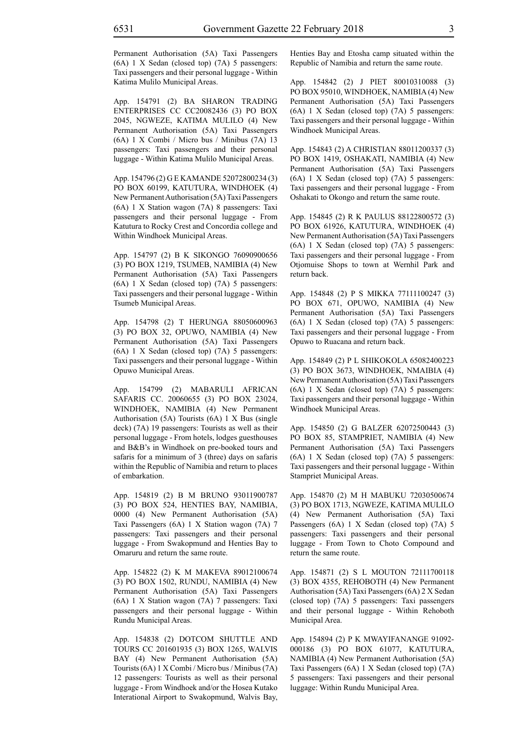Permanent Authorisation (5A) Taxi Passengers (6A) 1 X Sedan (closed top) (7A) 5 passengers: Taxi passengers and their personal luggage - Within Katima Mulilo Municipal Areas.

App. 154791 (2) BA SHARON TRADING ENTERPRISES CC CC20082436 (3) PO BOX 2045, NGWEZE, KATIMA MULILO (4) New Permanent Authorisation (5A) Taxi Passengers (6A) 1 X Combi / Micro bus / Minibus (7A) 13 passengers: Taxi passengers and their personal luggage - Within Katima Mulilo Municipal Areas.

App. 154796 (2) G E KAMANDE 52072800234 (3) PO BOX 60199, KATUTURA, WINDHOEK (4) New Permanent Authorisation (5A) Taxi Passengers (6A) 1 X Station wagon (7A) 8 passengers: Taxi passengers and their personal luggage - From Katutura to Rocky Crest and Concordia college and Within Windhoek Municipal Areas.

App. 154797 (2) B K SIKONGO 76090900656 (3) PO BOX 1219, TSUMEB, NAMIBIA (4) New Permanent Authorisation (5A) Taxi Passengers (6A) 1 X Sedan (closed top) (7A) 5 passengers: Taxi passengers and their personal luggage - Within Tsumeb Municipal Areas.

App. 154798 (2) T HERUNGA 88050600963 (3) PO BOX 32, OPUWO, NAMIBIA (4) New Permanent Authorisation (5A) Taxi Passengers (6A) 1 X Sedan (closed top) (7A) 5 passengers: Taxi passengers and their personal luggage - Within Opuwo Municipal Areas.

App. 154799 (2) MABARULI AFRICAN SAFARIS CC. 20060655 (3) PO BOX 23024, WINDHOEK, NAMIBIA (4) New Permanent Authorisation (5A) Tourists (6A) 1 X Bus (single deck) (7A) 19 passengers: Tourists as well as their personal luggage - From hotels, lodges guesthouses and B&B's in Windhoek on pre-booked tours and safaris for a minimum of 3 (three) days on safaris within the Republic of Namibia and return to places of embarkation.

App. 154819 (2) B M BRUNO 93011900787 (3) PO BOX 524, HENTIES BAY, NAMIBIA, 0000 (4) New Permanent Authorisation (5A) Taxi Passengers (6A) 1 X Station wagon (7A) 7 passengers: Taxi passengers and their personal luggage - From Swakopmund and Henties Bay to Omaruru and return the same route.

App. 154822 (2) K M MAKEVA 89012100674 (3) PO BOX 1502, RUNDU, NAMIBIA (4) New Permanent Authorisation (5A) Taxi Passengers (6A) 1 X Station wagon (7A) 7 passengers: Taxi passengers and their personal luggage - Within Rundu Municipal Areas.

App. 154838 (2) DOTCOM SHUTTLE AND TOURS CC 201601935 (3) BOX 1265, WALVIS BAY (4) New Permanent Authorisation (5A) Tourists (6A) 1 X Combi / Micro bus / Minibus (7A) 12 passengers: Tourists as well as their personal luggage - From Windhoek and/or the Hosea Kutako Interational Airport to Swakopmund, Walvis Bay, Henties Bay and Etosha camp situated within the Republic of Namibia and return the same route.

App. 154842 (2) J PIET 80010310088 (3) PO BOX 95010, WINDHOEK, NAMIBIA (4) New Permanent Authorisation (5A) Taxi Passengers (6A) 1 X Sedan (closed top) (7A) 5 passengers: Taxi passengers and their personal luggage - Within Windhoek Municipal Areas.

App. 154843 (2) A CHRISTIAN 88011200337 (3) PO BOX 1419, OSHAKATI, NAMIBIA (4) New Permanent Authorisation (5A) Taxi Passengers (6A) 1 X Sedan (closed top) (7A) 5 passengers: Taxi passengers and their personal luggage - From Oshakati to Okongo and return the same route.

App. 154845 (2) R K PAULUS 88122800572 (3) PO BOX 61926, KATUTURA, WINDHOEK (4) New Permanent Authorisation (5A) Taxi Passengers (6A) 1 X Sedan (closed top) (7A) 5 passengers: Taxi passengers and their personal luggage - From Otjomuise Shops to town at Wernhil Park and return back.

App. 154848 (2) P S MIKKA 77111100247 (3) PO BOX 671, OPUWO, NAMIBIA (4) New Permanent Authorisation (5A) Taxi Passengers (6A) 1 X Sedan (closed top) (7A) 5 passengers: Taxi passengers and their personal luggage - From Opuwo to Ruacana and return back.

App. 154849 (2) P L SHIKOKOLA 65082400223 (3) PO BOX 3673, WINDHOEK, NMAIBIA (4) New Permanent Authorisation (5A) Taxi Passengers (6A) 1 X Sedan (closed top) (7A) 5 passengers: Taxi passengers and their personal luggage - Within Windhoek Municipal Areas.

App. 154850 (2) G BALZER 62072500443 (3) PO BOX 85, STAMPRIET, NAMIBIA (4) New Permanent Authorisation (5A) Taxi Passengers (6A) 1 X Sedan (closed top) (7A) 5 passengers: Taxi passengers and their personal luggage - Within Stampriet Municipal Areas.

App. 154870 (2) M H MABUKU 72030500674 (3) PO BOX 1713, NGWEZE, KATIMA MULILO (4) New Permanent Authorisation (5A) Taxi Passengers (6A) 1 X Sedan (closed top) (7A) 5 passengers: Taxi passengers and their personal luggage - From Town to Choto Compound and return the same route.

App. 154871 (2) S L MOUTON 72111700118 (3) BOX 4355, REHOBOTH (4) New Permanent Authorisation (5A) Taxi Passengers (6A) 2 X Sedan (closed top) (7A) 5 passengers: Taxi passengers and their personal luggage - Within Rehoboth Municipal Area.

App. 154894 (2) P K MWAYIFANANGE 91092-000186 (3) PO BOX 61077, KATUTURA, NAMIBIA (4) New Permanent Authorisation (5A) Taxi Passengers (6A) 1 X Sedan (closed top) (7A) 5 passengers: Taxi passengers and their personal luggage: Within Rundu Municipal Area.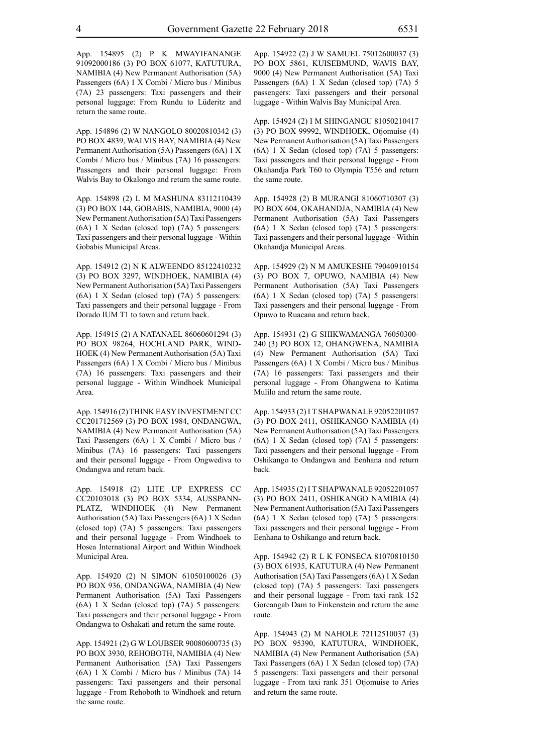App. 154895 (2) P K MWAYIFANANGE 91092000186 (3) PO BOX 61077, KATUTURA, NAMIBIA (4) New Permanent Authorisation (5A) Passengers (6A) 1 X Combi / Micro bus / Minibus (7A) 23 passengers: Taxi passengers and their personal luggage: From Rundu to Lüderitz and return the same route.

App. 154896 (2) W NANGOLO 80020810342 (3) PO BOX 4839, WALVIS BAY, NAMIBIA (4) New Permanent Authorisation (5A) Passengers (6A) 1 X Combi / Micro bus / Minibus (7A) 16 passengers: Passengers and their personal luggage: From Walvis Bay to Okalongo and return the same route.

App. 154898 (2) L M MASHUNA 83112110439 (3) PO BOX 144, GOBABIS, NAMIBIA, 9000 (4) New Permanent Authorisation (5A) Taxi Passengers (6A) 1 X Sedan (closed top) (7A) 5 passengers: Taxi passengers and their personal luggage - Within Gobabis Municipal Areas.

App. 154912 (2) N K ALWEENDO 85122410232 (3) PO BOX 3297, WINDHOEK, NAMIBIA (4) New Permanent Authorisation (5A) Taxi Passengers (6A) 1 X Sedan (closed top) (7A) 5 passengers: Taxi passengers and their personal luggage - From Dorado IUM T1 to town and return back.

App. 154915 (2) A NATANAEL 86060601294 (3) PO BOX 98264, HOCHLAND PARK, WINDHOEK (4) New Permanent Authorisation (5A) Taxi Passengers (6A) 1 X Combi / Micro bus / Minibus (7A) 16 passengers: Taxi passengers and their personal luggage - Within Windhoek Municipal Area.

App. 154916 (2) THINK EASY INVESTMENT CC CC201712569 (3) PO BOX 1984, ONDANGWA, NAMIBIA (4) New Permanent Authorisation (5A) Taxi Passengers (6A) 1 X Combi / Micro bus / Minibus (7A) 16 passengers: Taxi passengers and their personal luggage - From Ongwediva to Ondangwa and return back.

App. 154918 (2) LITE UP EXPRESS CC CC20103018 (3) PO BOX 5334, AUSSPANNPLATZ, WINDHOEK (4) New Permanent Authorisation (5A) Taxi Passengers (6A) 1 X Sedan (closed top) (7A) 5 passengers: Taxi passengers and their personal luggage - From Windhoek to Hosea International Airport and Within Windhoek Municipal Area.

App. 154920 (2) N SIMON 61050100026 (3) PO BOX 936, ONDANGWA, NAMIBIA (4) New Permanent Authorisation (5A) Taxi Passengers (6A) 1 X Sedan (closed top) (7A) 5 passengers: Taxi passengers and their personal luggage - From Ondangwa to Oshakati and return the same route.

App. 154921 (2) G W LOUBSER 90080600735 (3) PO BOX 3930, REHOBOTH, NAMIBIA (4) New Permanent Authorisation (5A) Taxi Passengers (6A) 1 X Combi / Micro bus / Minibus (7A) 14 passengers: Taxi passengers and their personal luggage - From Rehoboth to Windhoek and return the same route.

App. 154922 (2) J W SAMUEL 75012600037 (3) PO BOX 5861, KUISEBMUND, WAVIS BAY, 9000 (4) New Permanent Authorisation (5A) Taxi Passengers (6A) 1 X Sedan (closed top) (7A) 5 passengers: Taxi passengers and their personal luggage - Within Walvis Bay Municipal Area.

App. 154924 (2) I M SHINGANGU 81050210417 (3) PO BOX 99992, WINDHOEK, Otjomuise (4) New Permanent Authorisation (5A) Taxi Passengers (6A) 1 X Sedan (closed top) (7A) 5 passengers: Taxi passengers and their personal luggage - From Okahandja Park T60 to Olympia T556 and return the same route.

App. 154928 (2) B MURANGI 81060710307 (3) PO BOX 604, OKAHANDJA, NAMIBIA (4) New Permanent Authorisation (5A) Taxi Passengers (6A) 1 X Sedan (closed top) (7A) 5 passengers: Taxi passengers and their personal luggage - Within Okahandja Municipal Areas.

App. 154929 (2) N M AMUKESHE 79040910154 (3) PO BOX 7, OPUWO, NAMIBIA (4) New Permanent Authorisation (5A) Taxi Passengers (6A) 1 X Sedan (closed top) (7A) 5 passengers: Taxi passengers and their personal luggage - From Opuwo to Ruacana and return back.

App. 154931 (2) G SHIKWAMANGA 76050300240 (3) PO BOX 12, OHANGWENA, NAMIBIA (4) New Permanent Authorisation (5A) Taxi Passengers (6A) 1 X Combi / Micro bus / Minibus (7A) 16 passengers: Taxi passengers and their personal luggage - From Ohangwena to Katima Mulilo and return the same route.

App. 154933 (2) I T SHAPWANALE 92052201057 (3) PO BOX 2411, OSHIKANGO NAMIBIA (4) New Permanent Authorisation (5A) Taxi Passengers (6A) 1 X Sedan (closed top) (7A) 5 passengers: Taxi passengers and their personal luggage - From Oshikango to Ondangwa and Eenhana and return back.

App. 154935 (2) I T SHAPWANALE 92052201057 (3) PO BOX 2411, OSHIKANGO NAMIBIA (4) New Permanent Authorisation (5A) Taxi Passengers (6A) 1 X Sedan (closed top) (7A) 5 passengers: Taxi passengers and their personal luggage - From Eenhana to Oshikango and return back.

App. 154942 (2) R L K FONSECA 81070810150 (3) BOX 61935, KATUTURA (4) New Permanent Authorisation (5A) Taxi Passengers (6A) 1 X Sedan (closed top) (7A) 5 passengers: Taxi passengers and their personal luggage - From taxi rank 152 Goreangab Dam to Finkenstein and return the ame route.

App. 154943 (2) M NAHOLE 72112510037 (3) PO BOX 95390, KATUTURA, WINDHOEK, NAMIBIA (4) New Permanent Authorisation (5A) Taxi Passengers (6A) 1 X Sedan (closed top) (7A) 5 passengers: Taxi passengers and their personal luggage - From taxi rank 351 Otjomuise to Aries and return the same route.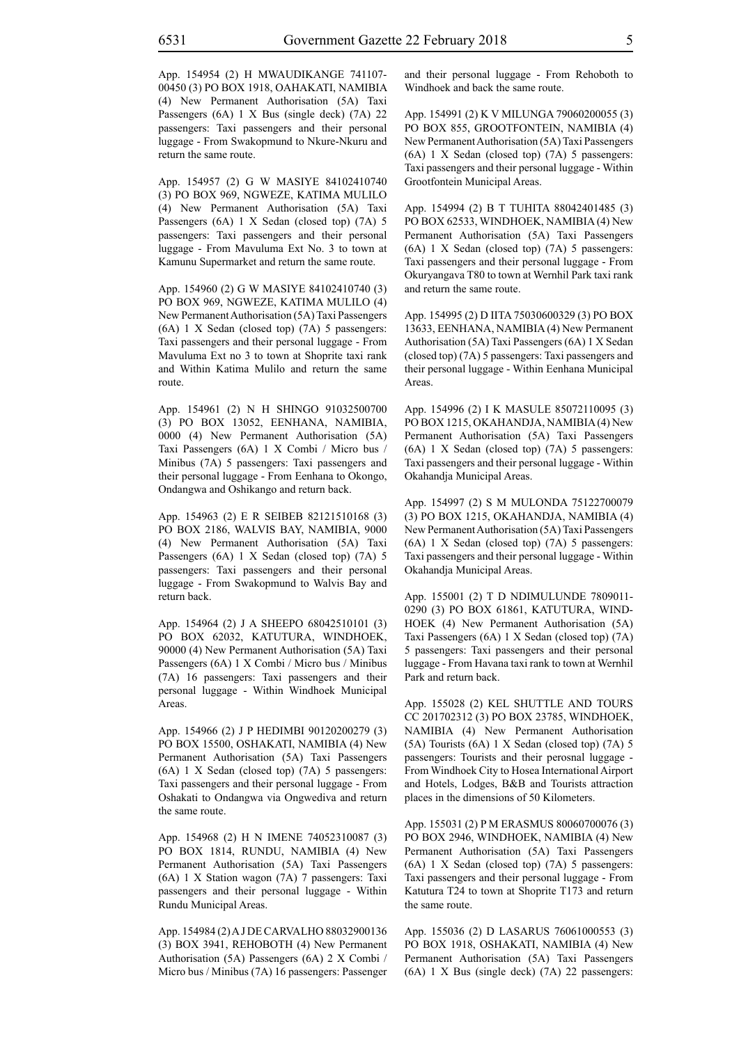App. 154954 (2) H MWAUDIKANGE 741107-00450 (3) PO BOX 1918, OAHAKATI, NAMIBIA (4) New Permanent Authorisation (5A) Taxi Passengers (6A) 1 X Bus (single deck) (7A) 22 passengers: Taxi passengers and their personal luggage - From Swakopmund to Nkure-Nkuru and return the same route.

App. 154957 (2) G W MASIYE 84102410740 (3) PO BOX 969, NGWEZE, KATIMA MULILO (4) New Permanent Authorisation (5A) Taxi Passengers (6A) 1 X Sedan (closed top) (7A) 5 passengers: Taxi passengers and their personal luggage - From Mavuluma Ext No. 3 to town at Kamunu Supermarket and return the same route.

App. 154960 (2) G W MASIYE 84102410740 (3) PO BOX 969, NGWEZE, KATIMA MULILO (4) New Permanent Authorisation (5A) Taxi Passengers (6A) 1 X Sedan (closed top) (7A) 5 passengers: Taxi passengers and their personal luggage - From Mavuluma Ext no 3 to town at Shoprite taxi rank and Within Katima Mulilo and return the same route.

App. 154961 (2) N H SHINGO 91032500700 (3) PO BOX 13052, EENHANA, NAMIBIA, 0000 (4) New Permanent Authorisation (5A) Taxi Passengers (6A) 1 X Combi / Micro bus / Minibus (7A) 5 passengers: Taxi passengers and their personal luggage - From Eenhana to Okongo, Ondangwa and Oshikango and return back.

App. 154963 (2) E R SEIBEB 82121510168 (3) PO BOX 2186, WALVIS BAY, NAMIBIA, 9000 (4) New Permanent Authorisation (5A) Taxi Passengers (6A) 1 X Sedan (closed top) (7A) 5 passengers: Taxi passengers and their personal luggage - From Swakopmund to Walvis Bay and return back.

App. 154964 (2) J A SHEEPO 68042510101 (3) PO BOX 62032, KATUTURA, WINDHOEK, 90000 (4) New Permanent Authorisation (5A) Taxi Passengers (6A) 1 X Combi / Micro bus / Minibus (7A) 16 passengers: Taxi passengers and their personal luggage - Within Windhoek Municipal Areas.

App. 154966 (2) J P HEDIMBI 90120200279 (3) PO BOX 15500, OSHAKATI, NAMIBIA (4) New Permanent Authorisation (5A) Taxi Passengers (6A) 1 X Sedan (closed top) (7A) 5 passengers: Taxi passengers and their personal luggage - From Oshakati to Ondangwa via Ongwediva and return the same route.

App. 154968 (2) H N IMENE 74052310087 (3) PO BOX 1814, RUNDU, NAMIBIA (4) New Permanent Authorisation (5A) Taxi Passengers (6A) 1 X Station wagon (7A) 7 passengers: Taxi passengers and their personal luggage - Within Rundu Municipal Areas.

App. 154984 (2) A J DE CARVALHO 88032900136 (3) BOX 3941, REHOBOTH (4) New Permanent Authorisation (5A) Passengers (6A) 2 X Combi / Micro bus / Minibus (7A) 16 passengers: Passenger and their personal luggage - From Rehoboth to Windhoek and back the same route.

App. 154991 (2) K V MILUNGA 79060200055 (3) PO BOX 855, GROOTFONTEIN, NAMIBIA (4) New Permanent Authorisation (5A) Taxi Passengers (6A) 1 X Sedan (closed top) (7A) 5 passengers: Taxi passengers and their personal luggage - Within Grootfontein Municipal Areas.

App. 154994 (2) B T TUHITA 88042401485 (3) PO BOX 62533, WINDHOEK, NAMIBIA (4) New Permanent Authorisation (5A) Taxi Passengers (6A) 1 X Sedan (closed top) (7A) 5 passengers: Taxi passengers and their personal luggage - From Okuryangava T80 to town at Wernhil Park taxi rank and return the same route.

App. 154995 (2) D IITA 75030600329 (3) PO BOX 13633, EENHANA, NAMIBIA (4) New Permanent Authorisation (5A) Taxi Passengers (6A) 1 X Sedan (closed top) (7A) 5 passengers: Taxi passengers and their personal luggage - Within Eenhana Municipal Areas.

App. 154996 (2) I K MASULE 85072110095 (3) PO BOX 1215, OKAHANDJA, NAMIBIA (4) New Permanent Authorisation (5A) Taxi Passengers (6A) 1 X Sedan (closed top) (7A) 5 passengers: Taxi passengers and their personal luggage - Within Okahandja Municipal Areas.

App. 154997 (2) S M MULONDA 75122700079 (3) PO BOX 1215, OKAHANDJA, NAMIBIA (4) New Permanent Authorisation (5A) Taxi Passengers (6A) 1 X Sedan (closed top) (7A) 5 passengers: Taxi passengers and their personal luggage - Within Okahandja Municipal Areas.

App. 155001 (2) T D NDIMULUNDE 7809011-0290 (3) PO BOX 61861, KATUTURA, WINDHOEK (4) New Permanent Authorisation (5A) Taxi Passengers (6A) 1 X Sedan (closed top) (7A) 5 passengers: Taxi passengers and their personal luggage - From Havana taxi rank to town at Wernhil Park and return back.

App. 155028 (2) KEL SHUTTLE AND TOURS CC 201702312 (3) PO BOX 23785, WINDHOEK, NAMIBIA (4) New Permanent Authorisation (5A) Tourists (6A) 1 X Sedan (closed top) (7A) 5 passengers: Tourists and their perosnal luggage - From Windhoek City to Hosea International Airport and Hotels, Lodges, B&B and Tourists attraction places in the dimensions of 50 Kilometers.

App. 155031 (2) P M ERASMUS 80060700076 (3) PO BOX 2946, WINDHOEK, NAMIBIA (4) New Permanent Authorisation (5A) Taxi Passengers (6A) 1 X Sedan (closed top) (7A) 5 passengers: Taxi passengers and their personal luggage - From Katutura T24 to town at Shoprite T173 and return the same route.

App. 155036 (2) D LASARUS 76061000553 (3) PO BOX 1918, OSHAKATI, NAMIBIA (4) New Permanent Authorisation (5A) Taxi Passengers (6A) 1 X Bus (single deck) (7A) 22 passengers: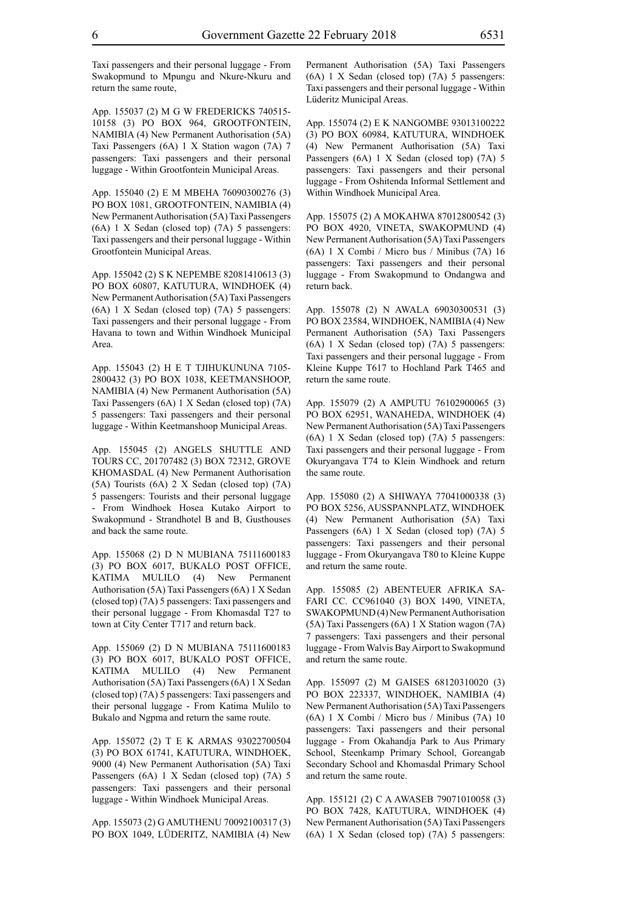Taxi passengers and their personal luggage - From Swakopmund to Mpungu and Nkure-Nkuru and return the same route,

App. 155037 (2) M G W FREDERICKS 740515-10158 (3) PO BOX 964, GROOTFONTEIN, NAMIBIA (4) New Permanent Authorisation (5A) Taxi Passengers (6A) 1 X Station wagon (7A) 7 passengers: Taxi passengers and their personal luggage - Within Grootfontein Municipal Areas.

App. 155040 (2) E M MBEHA 76090300276 (3) PO BOX 1081, GROOTFONTEIN, NAMIBIA (4) New Permanent Authorisation (5A) Taxi Passengers (6A) 1 X Sedan (closed top) (7A) 5 passengers: Taxi passengers and their personal luggage - Within Grootfontein Municipal Areas.

App. 155042 (2) S K NEPEMBE 82081410613 (3) PO BOX 60807, KATUTURA, WINDHOEK (4) New Permanent Authorisation (5A) Taxi Passengers (6A) 1 X Sedan (closed top) (7A) 5 passengers: Taxi passengers and their personal luggage - From Havana to town and Within Windhoek Municipal Area.

App. 155043 (2) H E T TJIHUKUNUNA 7105-2800432 (3) PO BOX 1038, KEETMANSHOOP, NAMIBIA (4) New Permanent Authorisation (5A) Taxi Passengers (6A) 1 X Sedan (closed top) (7A) 5 passengers: Taxi passengers and their personal luggage - Within Keetmanshoop Municipal Areas.

App. 155045 (2) ANGELS SHUTTLE AND TOURS CC, 201707482 (3) BOX 72312, GROVE KHOMASDAL (4) New Permanent Authorisation (5A) Tourists (6A) 2 X Sedan (closed top) (7A) 5 passengers: Tourists and their personal luggage - From Windhoek Hosea Kutako Airport to Swakopmund - Strandhotel B and B, Gusthouses and back the same route.

App. 155068 (2) D N MUBIANA 75111600183 (3) PO BOX 6017, BUKALO POST OFFICE, KATIMA MULILO (4) New Permanent Authorisation (5A) Taxi Passengers (6A) 1 X Sedan (closed top) (7A) 5 passengers: Taxi passengers and their personal luggage - From Khomasdal T27 to town at City Center T717 and return back.

App. 155069 (2) D N MUBIANA 75111600183 (3) PO BOX 6017, BUKALO POST OFFICE, KATIMA MULILO (4) New Permanent Authorisation (5A) Taxi Passengers (6A) 1 X Sedan (closed top) (7A) 5 passengers: Taxi passengers and their personal luggage - From Katima Mulilo to Bukalo and Ngpma and return the same route.

App. 155072 (2) T E K ARMAS 93022700504 (3) PO BOX 61741, KATUTURA, WINDHOEK, 9000 (4) New Permanent Authorisation (5A) Taxi Passengers (6A) 1 X Sedan (closed top) (7A) 5 passengers: Taxi passengers and their personal luggage - Within Windhoek Municipal Areas.

App. 155073 (2) G AMUTHENU 70092100317 (3) PO BOX 1049, LÜDERITZ, NAMIBIA (4) New Permanent Authorisation (5A) Taxi Passengers (6A) 1 X Sedan (closed top) (7A) 5 passengers: Taxi passengers and their personal luggage - Within Lüderitz Municipal Areas.

App. 155074 (2) E K NANGOMBE 93013100222 (3) PO BOX 60984, KATUTURA, WINDHOEK (4) New Permanent Authorisation (5A) Taxi Passengers (6A) 1 X Sedan (closed top) (7A) 5 passengers: Taxi passengers and their personal luggage - From Oshitenda Informal Settlement and Within Windhoek Municipal Area.

App. 155075 (2) A MOKAHWA 87012800542 (3) PO BOX 4920, VINETA, SWAKOPMUND (4) New Permanent Authorisation (5A) Taxi Passengers (6A) 1 X Combi / Micro bus / Minibus (7A) 16 passengers: Taxi passengers and their personal luggage - From Swakopmund to Ondangwa and return back.

App. 155078 (2) N AWALA 69030300531 (3) PO BOX 23584, WINDHOEK, NAMIBIA (4) New Permanent Authorisation (5A) Taxi Passengers (6A) 1 X Sedan (closed top) (7A) 5 passengers: Taxi passengers and their personal luggage - From Kleine Kuppe T617 to Hochland Park T465 and return the same route.

App. 155079 (2) A AMPUTU 76102900065 (3) PO BOX 62951, WANAHEDA, WINDHOEK (4) New Permanent Authorisation (5A) Taxi Passengers (6A) 1 X Sedan (closed top) (7A) 5 passengers: Taxi passengers and their personal luggage - From Okuryangava T74 to Klein Windhoek and return the same route.

App. 155080 (2) A SHIWAYA 77041000338 (3) PO BOX 5256, AUSSPANNPLATZ, WINDHOEK (4) New Permanent Authorisation (5A) Taxi Passengers (6A) 1 X Sedan (closed top) (7A) 5 passengers: Taxi passengers and their personal luggage - From Okuryangava T80 to Kleine Kuppe and return the same route.

App. 155085 (2) ABENTEUER AFRIKA SAFARI CC. CC961040 (3) BOX 1490, VINETA, SWAKOPMUND (4) New Permanent Authorisation (5A) Taxi Passengers (6A) 1 X Station wagon (7A) 7 passengers: Taxi passengers and their personal luggage - From Walvis Bay Airport to Swakopmund and return the same route.

App. 155097 (2) M GAISES 68120310020 (3) PO BOX 223337, WINDHOEK, NAMIBIA (4) New Permanent Authorisation (5A) Taxi Passengers (6A) 1 X Combi / Micro bus / Minibus (7A) 10 passengers: Taxi passengers and their personal luggage - From Okahandja Park to Aus Primary School, Steenkamp Primary School, Goreangab Secondary School and Khomasdal Primary School and return the same route.

App. 155121 (2) C A AWASEB 79071010058 (3) PO BOX 7428, KATUTURA, WINDHOEK (4) New Permanent Authorisation (5A) Taxi Passengers (6A) 1 X Sedan (closed top) (7A) 5 passengers: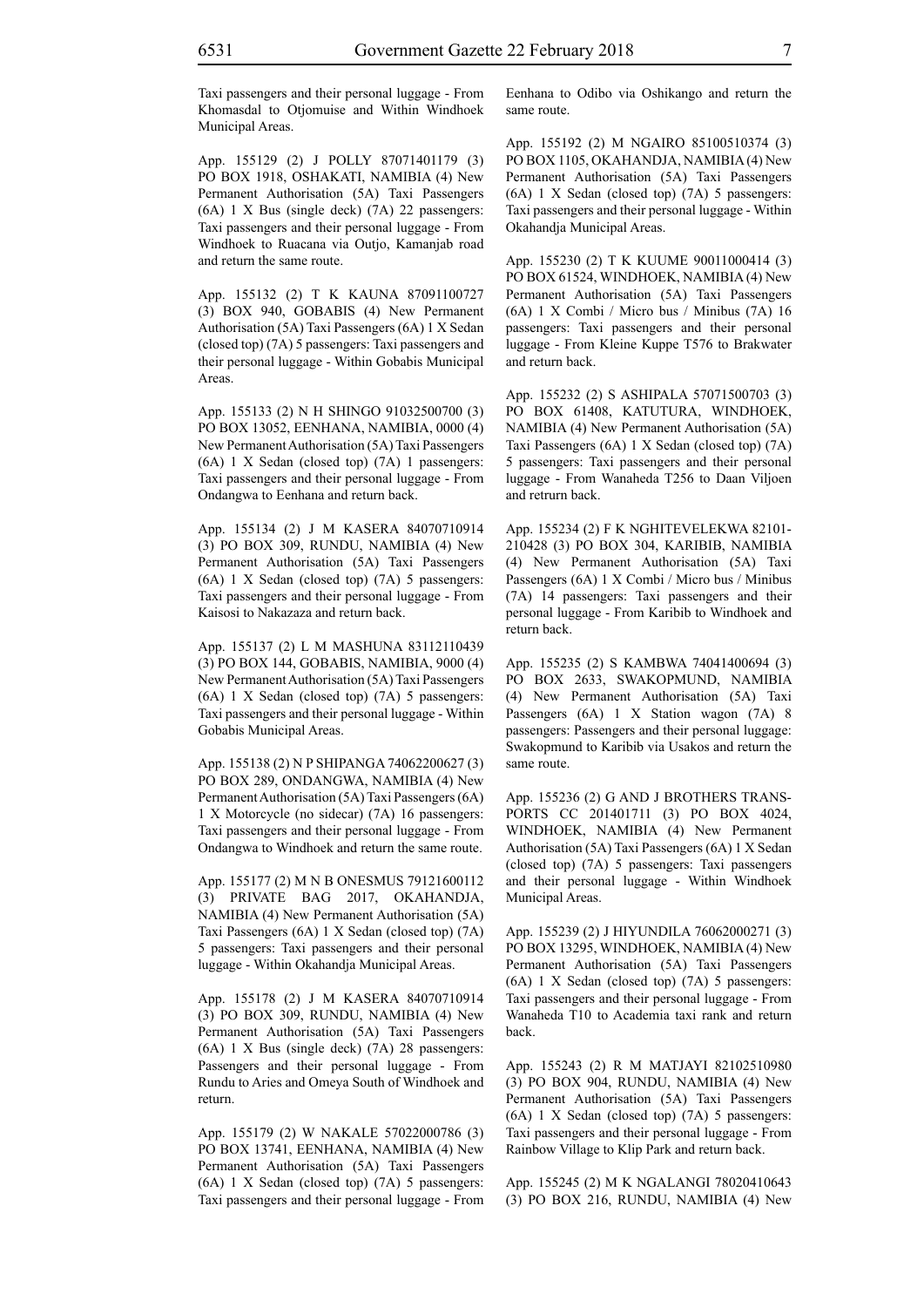Taxi passengers and their personal luggage - From Khomasdal to Otjomuise and Within Windhoek Municipal Areas.

App. 155129 (2) J POLLY 87071401179 (3) PO BOX 1918, OSHAKATI, NAMIBIA (4) New Permanent Authorisation (5A) Taxi Passengers (6A) 1 X Bus (single deck) (7A) 22 passengers: Taxi passengers and their personal luggage - From Windhoek to Ruacana via Outjo, Kamanjab road and return the same route.

App. 155132 (2) T K KAUNA 87091100727 (3) BOX 940, GOBABIS (4) New Permanent Authorisation (5A) Taxi Passengers (6A) 1 X Sedan (closed top) (7A) 5 passengers: Taxi passengers and their personal luggage - Within Gobabis Municipal Areas.

App. 155133 (2) N H SHINGO 91032500700 (3) PO BOX 13052, EENHANA, NAMIBIA, 0000 (4) New Permanent Authorisation (5A) Taxi Passengers (6A) 1 X Sedan (closed top) (7A) 1 passengers: Taxi passengers and their personal luggage - From Ondangwa to Eenhana and return back.

App. 155134 (2) J M KASERA 84070710914 (3) PO BOX 309, RUNDU, NAMIBIA (4) New Permanent Authorisation (5A) Taxi Passengers (6A) 1 X Sedan (closed top) (7A) 5 passengers: Taxi passengers and their personal luggage - From Kaisosi to Nakazaza and return back.

App. 155137 (2) L M MASHUNA 83112110439 (3) PO BOX 144, GOBABIS, NAMIBIA, 9000 (4) New Permanent Authorisation (5A) Taxi Passengers (6A) 1 X Sedan (closed top) (7A) 5 passengers: Taxi passengers and their personal luggage - Within Gobabis Municipal Areas.

App. 155138 (2) N P SHIPANGA 74062200627 (3) PO BOX 289, ONDANGWA, NAMIBIA (4) New Permanent Authorisation (5A) Taxi Passengers (6A) 1 X Motorcycle (no sidecar) (7A) 16 passengers: Taxi passengers and their personal luggage - From Ondangwa to Windhoek and return the same route.

App. 155177 (2) M N B ONESMUS 79121600112 (3) PRIVATE BAG 2017, OKAHANDJA, NAMIBIA (4) New Permanent Authorisation (5A) Taxi Passengers (6A) 1 X Sedan (closed top) (7A) 5 passengers: Taxi passengers and their personal luggage - Within Okahandja Municipal Areas.

App. 155178 (2) J M KASERA 84070710914 (3) PO BOX 309, RUNDU, NAMIBIA (4) New Permanent Authorisation (5A) Taxi Passengers (6A) 1 X Bus (single deck) (7A) 28 passengers: Passengers and their personal luggage - From Rundu to Aries and Omeya South of Windhoek and return.

App. 155179 (2) W NAKALE 57022000786 (3) PO BOX 13741, EENHANA, NAMIBIA (4) New Permanent Authorisation (5A) Taxi Passengers (6A) 1 X Sedan (closed top) (7A) 5 passengers: Taxi passengers and their personal luggage - From Eenhana to Odibo via Oshikango and return the same route.

App. 155192 (2) M NGAIRO 85100510374 (3) PO BOX 1105, OKAHANDJA, NAMIBIA (4) New Permanent Authorisation (5A) Taxi Passengers (6A) 1 X Sedan (closed top) (7A) 5 passengers: Taxi passengers and their personal luggage - Within Okahandja Municipal Areas.

App. 155230 (2) T K KUUME 90011000414 (3) PO BOX 61524, WINDHOEK, NAMIBIA (4) New Permanent Authorisation (5A) Taxi Passengers (6A) 1 X Combi / Micro bus / Minibus (7A) 16 passengers: Taxi passengers and their personal luggage - From Kleine Kuppe T576 to Brakwater and return back.

App. 155232 (2) S ASHIPALA 57071500703 (3) PO BOX 61408, KATUTURA, WINDHOEK, NAMIBIA (4) New Permanent Authorisation (5A) Taxi Passengers (6A) 1 X Sedan (closed top) (7A) 5 passengers: Taxi passengers and their personal luggage - From Wanaheda T256 to Daan Viljoen and retrurn back.

App. 155234 (2) F K NGHITEVELEKWA 82101-210428 (3) PO BOX 304, KARIBIB, NAMIBIA (4) New Permanent Authorisation (5A) Taxi Passengers (6A) 1 X Combi / Micro bus / Minibus (7A) 14 passengers: Taxi passengers and their personal luggage - From Karibib to Windhoek and return back.

App. 155235 (2) S KAMBWA 74041400694 (3) PO BOX 2633, SWAKOPMUND, NAMIBIA (4) New Permanent Authorisation (5A) Taxi Passengers (6A) 1 X Station wagon (7A) 8 passengers: Passengers and their personal luggage: Swakopmund to Karibib via Usakos and return the same route.

App. 155236 (2) G AND J BROTHERS TRANS-PORTS CC 201401711 (3) PO BOX 4024, WINDHOEK, NAMIBIA (4) New Permanent Authorisation (5A) Taxi Passengers (6A) 1 X Sedan (closed top) (7A) 5 passengers: Taxi passengers and their personal luggage - Within Windhoek Municipal Areas.

App. 155239 (2) J HIYUNDILA 76062000271 (3) PO BOX 13295, WINDHOEK, NAMIBIA (4) New Permanent Authorisation (5A) Taxi Passengers (6A) 1 X Sedan (closed top) (7A) 5 passengers: Taxi passengers and their personal luggage - From Wanaheda T10 to Academia taxi rank and return back.

App. 155243 (2) R M MATJAYI 82102510980 (3) PO BOX 904, RUNDU, NAMIBIA (4) New Permanent Authorisation (5A) Taxi Passengers (6A) 1 X Sedan (closed top) (7A) 5 passengers: Taxi passengers and their personal luggage - From Rainbow Village to Klip Park and return back.

App. 155245 (2) M K NGALANGI 78020410643 (3) PO BOX 216, RUNDU, NAMIBIA (4) New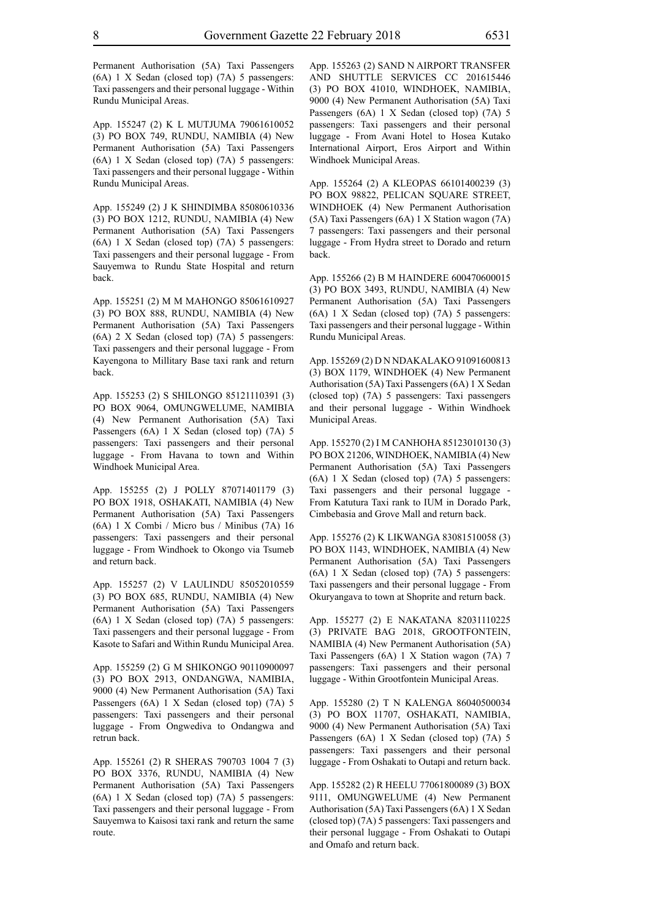Permanent Authorisation (5A) Taxi Passengers (6A) 1 X Sedan (closed top) (7A) 5 passengers: Taxi passengers and their personal luggage - Within Rundu Municipal Areas.

App. 155247 (2) K L MUTJUMA 79061610052 (3) PO BOX 749, RUNDU, NAMIBIA (4) New Permanent Authorisation (5A) Taxi Passengers (6A) 1 X Sedan (closed top) (7A) 5 passengers: Taxi passengers and their personal luggage - Within Rundu Municipal Areas.

App. 155249 (2) J K SHINDIMBA 85080610336 (3) PO BOX 1212, RUNDU, NAMIBIA (4) New Permanent Authorisation (5A) Taxi Passengers (6A) 1 X Sedan (closed top) (7A) 5 passengers: Taxi passengers and their personal luggage - From Sauyemwa to Rundu State Hospital and return back.

App. 155251 (2) M M MAHONGO 85061610927 (3) PO BOX 888, RUNDU, NAMIBIA (4) New Permanent Authorisation (5A) Taxi Passengers (6A) 2 X Sedan (closed top) (7A) 5 passengers: Taxi passengers and their personal luggage - From Kayengona to Millitary Base taxi rank and return back.

App. 155253 (2) S SHILONGO 85121110391 (3) PO BOX 9064, OMUNGWELUME, NAMIBIA (4) New Permanent Authorisation (5A) Taxi Passengers (6A) 1 X Sedan (closed top) (7A) 5 passengers: Taxi passengers and their personal luggage - From Havana to town and Within Windhoek Municipal Area.

App. 155255 (2) J POLLY 87071401179 (3) PO BOX 1918, OSHAKATI, NAMIBIA (4) New Permanent Authorisation (5A) Taxi Passengers (6A) 1 X Combi / Micro bus / Minibus (7A) 16 passengers: Taxi passengers and their personal luggage - From Windhoek to Okongo via Tsumeb and return back.

App. 155257 (2) V LAULINDU 85052010559 (3) PO BOX 685, RUNDU, NAMIBIA (4) New Permanent Authorisation (5A) Taxi Passengers (6A) 1 X Sedan (closed top) (7A) 5 passengers: Taxi passengers and their personal luggage - From Kasote to Safari and Within Rundu Municipal Area.

App. 155259 (2) G M SHIKONGO 90110900097 (3) PO BOX 2913, ONDANGWA, NAMIBIA, 9000 (4) New Permanent Authorisation (5A) Taxi Passengers (6A) 1 X Sedan (closed top) (7A) 5 passengers: Taxi passengers and their personal luggage - From Ongwediva to Ondangwa and retrun back.

App. 155261 (2) R SHERAS 790703 1004 7 (3) PO BOX 3376, RUNDU, NAMIBIA (4) New Permanent Authorisation (5A) Taxi Passengers (6A) 1 X Sedan (closed top) (7A) 5 passengers: Taxi passengers and their personal luggage - From Sauyemwa to Kaisosi taxi rank and return the same route.

App. 155263 (2) SAND N AIRPORT TRANSFER AND SHUTTLE SERVICES CC 201615446 (3) PO BOX 41010, WINDHOEK, NAMIBIA, 9000 (4) New Permanent Authorisation (5A) Taxi Passengers (6A) 1 X Sedan (closed top) (7A) 5 passengers: Taxi passengers and their personal luggage - From Avani Hotel to Hosea Kutako International Airport, Eros Airport and Within Windhoek Municipal Areas.

App. 155264 (2) A KLEOPAS 66101400239 (3) PO BOX 98822, PELICAN SQUARE STREET, WINDHOEK (4) New Permanent Authorisation (5A) Taxi Passengers (6A) 1 X Station wagon (7A) 7 passengers: Taxi passengers and their personal luggage - From Hydra street to Dorado and return back.

App. 155266 (2) B M HAINDERE 600470600015 (3) PO BOX 3493, RUNDU, NAMIBIA (4) New Permanent Authorisation (5A) Taxi Passengers (6A) 1 X Sedan (closed top) (7A) 5 passengers: Taxi passengers and their personal luggage - Within Rundu Municipal Areas.

App. 155269 (2) D N NDAKALAKO 91091600813 (3) BOX 1179, WINDHOEK (4) New Permanent Authorisation (5A) Taxi Passengers (6A) 1 X Sedan (closed top) (7A) 5 passengers: Taxi passengers and their personal luggage - Within Windhoek Municipal Areas.

App. 155270 (2) I M CANHOHA 85123010130 (3) PO BOX 21206, WINDHOEK, NAMIBIA (4) New Permanent Authorisation (5A) Taxi Passengers (6A) 1 X Sedan (closed top) (7A) 5 passengers: Taxi passengers and their personal luggage - From Katutura Taxi rank to IUM in Dorado Park, Cimbebasia and Grove Mall and return back.

App. 155276 (2) K LIKWANGA 83081510058 (3) PO BOX 1143, WINDHOEK, NAMIBIA (4) New Permanent Authorisation (5A) Taxi Passengers (6A) 1 X Sedan (closed top) (7A) 5 passengers: Taxi passengers and their personal luggage - From Okuryangava to town at Shoprite and return back.

App. 155277 (2) E NAKATANA 82031110225 (3) PRIVATE BAG 2018, GROOTFONTEIN, NAMIBIA (4) New Permanent Authorisation (5A) Taxi Passengers (6A) 1 X Station wagon (7A) 7 passengers: Taxi passengers and their personal luggage - Within Grootfontein Municipal Areas.

App. 155280 (2) T N KALENGA 86040500034 (3) PO BOX 11707, OSHAKATI, NAMIBIA, 9000 (4) New Permanent Authorisation (5A) Taxi Passengers (6A) 1 X Sedan (closed top) (7A) 5 passengers: Taxi passengers and their personal luggage - From Oshakati to Outapi and return back.

App. 155282 (2) R HEELU 77061800089 (3) BOX 9111, OMUNGWELUME (4) New Permanent Authorisation (5A) Taxi Passengers (6A) 1 X Sedan (closed top) (7A) 5 passengers: Taxi passengers and their personal luggage - From Oshakati to Outapi and Omafo and return back.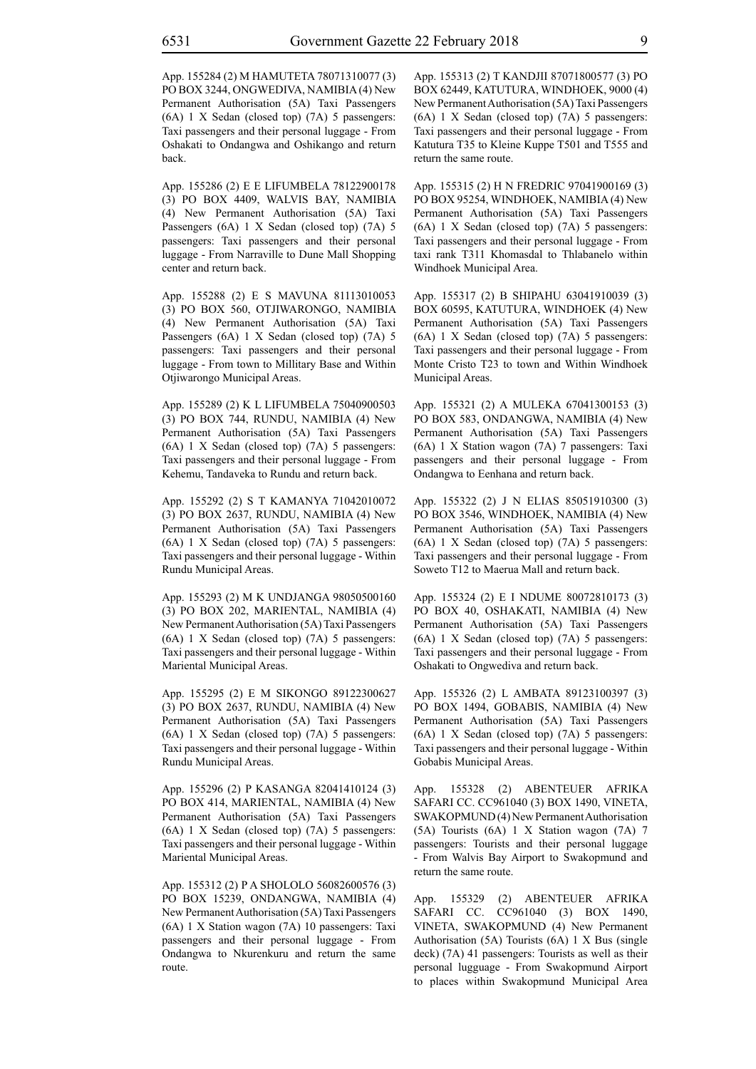App. 155284 (2) M HAMUTETA 78071310077 (3) PO BOX 3244, ONGWEDIVA, NAMIBIA (4) New Permanent Authorisation (5A) Taxi Passengers (6A) 1 X Sedan (closed top) (7A) 5 passengers: Taxi passengers and their personal luggage - From Oshakati to Ondangwa and Oshikango and return back.

App. 155286 (2) E E LIFUMBELA 78122900178 (3) PO BOX 4409, WALVIS BAY, NAMIBIA (4) New Permanent Authorisation (5A) Taxi Passengers (6A) 1 X Sedan (closed top) (7A) 5 passengers: Taxi passengers and their personal luggage - From Narraville to Dune Mall Shopping center and return back.

App. 155288 (2) E S MAVUNA 81113010053 (3) PO BOX 560, OTJIWARONGO, NAMIBIA (4) New Permanent Authorisation (5A) Taxi Passengers (6A) 1 X Sedan (closed top) (7A) 5 passengers: Taxi passengers and their personal luggage - From town to Millitary Base and Within Otjiwarongo Municipal Areas.

App. 155289 (2) K L LIFUMBELA 75040900503 (3) PO BOX 744, RUNDU, NAMIBIA (4) New Permanent Authorisation (5A) Taxi Passengers (6A) 1 X Sedan (closed top) (7A) 5 passengers: Taxi passengers and their personal luggage - From Kehemu, Tandaveka to Rundu and return back.

App. 155292 (2) S T KAMANYA 71042010072 (3) PO BOX 2637, RUNDU, NAMIBIA (4) New Permanent Authorisation (5A) Taxi Passengers (6A) 1 X Sedan (closed top) (7A) 5 passengers: Taxi passengers and their personal luggage - Within Rundu Municipal Areas.

App. 155293 (2) M K UNDJANGA 98050500160 (3) PO BOX 202, MARIENTAL, NAMIBIA (4) New Permanent Authorisation (5A) Taxi Passengers (6A) 1 X Sedan (closed top) (7A) 5 passengers: Taxi passengers and their personal luggage - Within Mariental Municipal Areas.

App. 155295 (2) E M SIKONGO 89122300627 (3) PO BOX 2637, RUNDU, NAMIBIA (4) New Permanent Authorisation (5A) Taxi Passengers (6A) 1 X Sedan (closed top) (7A) 5 passengers: Taxi passengers and their personal luggage - Within Rundu Municipal Areas.

App. 155296 (2) P KASANGA 82041410124 (3) PO BOX 414, MARIENTAL, NAMIBIA (4) New Permanent Authorisation (5A) Taxi Passengers (6A) 1 X Sedan (closed top) (7A) 5 passengers: Taxi passengers and their personal luggage - Within Mariental Municipal Areas.

App. 155312 (2) P A SHOLOLO 56082600576 (3) PO BOX 15239, ONDANGWA, NAMIBIA (4) New Permanent Authorisation (5A) Taxi Passengers (6A) 1 X Station wagon (7A) 10 passengers: Taxi passengers and their personal luggage - From Ondangwa to Nkurenkuru and return the same route.

App. 155313 (2) T KANDJII 87071800577 (3) PO BOX 62449, KATUTURA, WINDHOEK, 9000 (4) New Permanent Authorisation (5A) Taxi Passengers (6A) 1 X Sedan (closed top) (7A) 5 passengers: Taxi passengers and their personal luggage - From Katutura T35 to Kleine Kuppe T501 and T555 and return the same route.

App. 155315 (2) H N FREDRIC 97041900169 (3) PO BOX 95254, WINDHOEK, NAMIBIA (4) New Permanent Authorisation (5A) Taxi Passengers (6A) 1 X Sedan (closed top) (7A) 5 passengers: Taxi passengers and their personal luggage - From taxi rank T311 Khomasdal to Thlabanelo within Windhoek Municipal Area.

App. 155317 (2) B SHIPAHU 63041910039 (3) BOX 60595, KATUTURA, WINDHOEK (4) New Permanent Authorisation (5A) Taxi Passengers (6A) 1 X Sedan (closed top) (7A) 5 passengers: Taxi passengers and their personal luggage - From Monte Cristo T23 to town and Within Windhoek Municipal Areas.

App. 155321 (2) A MULEKA 67041300153 (3) PO BOX 583, ONDANGWA, NAMIBIA (4) New Permanent Authorisation (5A) Taxi Passengers (6A) 1 X Station wagon (7A) 7 passengers: Taxi passengers and their personal luggage - From Ondangwa to Eenhana and return back.

App. 155322 (2) J N ELIAS 85051910300 (3) PO BOX 3546, WINDHOEK, NAMIBIA (4) New Permanent Authorisation (5A) Taxi Passengers (6A) 1 X Sedan (closed top) (7A) 5 passengers: Taxi passengers and their personal luggage - From Soweto T12 to Maerua Mall and return back.

App. 155324 (2) E I NDUME 80072810173 (3) PO BOX 40, OSHAKATI, NAMIBIA (4) New Permanent Authorisation (5A) Taxi Passengers (6A) 1 X Sedan (closed top) (7A) 5 passengers: Taxi passengers and their personal luggage - From Oshakati to Ongwediva and return back.

App. 155326 (2) L AMBATA 89123100397 (3) PO BOX 1494, GOBABIS, NAMIBIA (4) New Permanent Authorisation (5A) Taxi Passengers (6A) 1 X Sedan (closed top) (7A) 5 passengers: Taxi passengers and their personal luggage - Within Gobabis Municipal Areas.

App. 155328 (2) ABENTEUER AFRIKA SAFARI CC. CC961040 (3) BOX 1490, VINETA, SWAKOPMUND (4) New Permanent Authorisation (5A) Tourists (6A) 1 X Station wagon (7A) 7 passengers: Tourists and their personal luggage - From Walvis Bay Airport to Swakopmund and return the same route.

App. 155329 (2) ABENTEUER AFRIKA SAFARI CC. CC961040 (3) BOX 1490, VINETA, SWAKOPMUND (4) New Permanent Authorisation (5A) Tourists (6A) 1 X Bus (single deck) (7A) 41 passengers: Tourists as well as their personal lugguage - From Swakopmund Airport to places within Swakopmund Municipal Area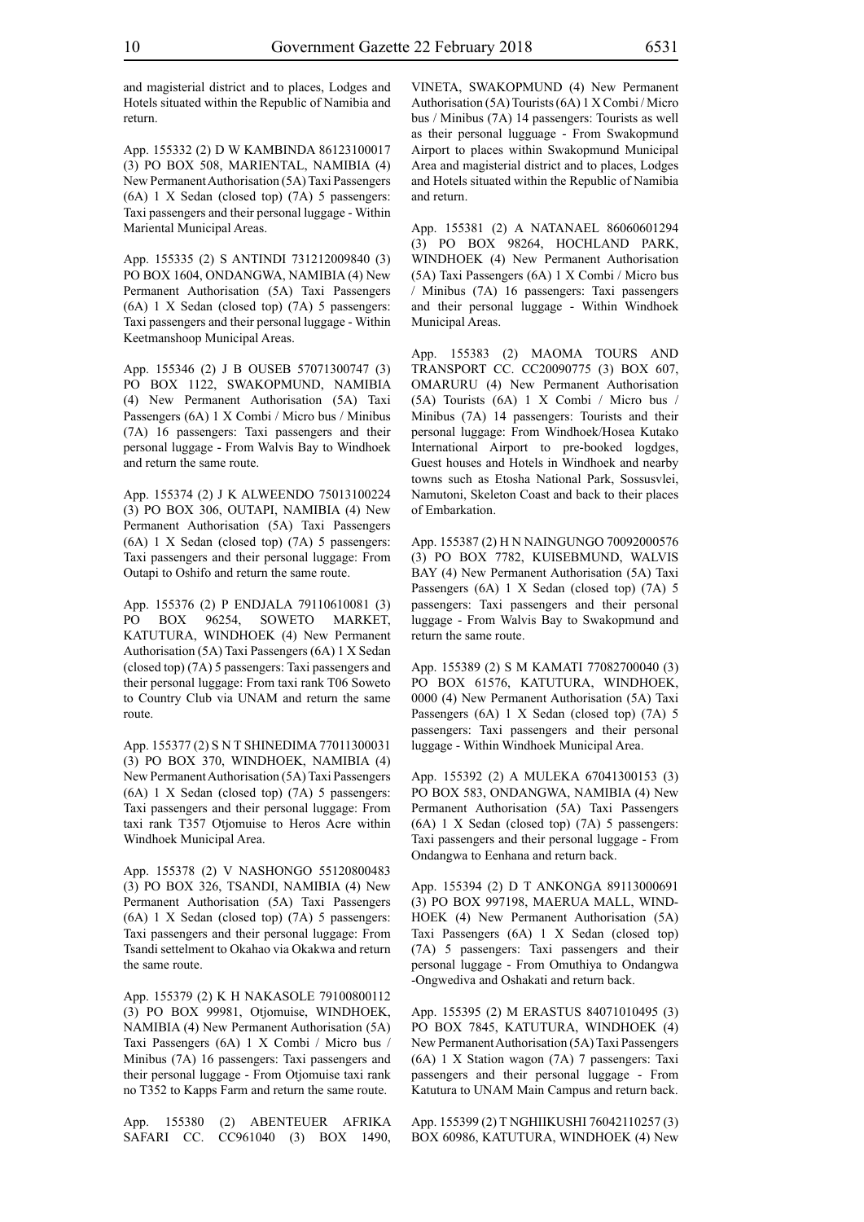and magisterial district and to places, Lodges and Hotels situated within the Republic of Namibia and return.

App. 155332 (2) D W KAMBINDA 86123100017 (3) PO BOX 508, MARIENTAL, NAMIBIA (4) New Permanent Authorisation (5A) Taxi Passengers (6A) 1 X Sedan (closed top) (7A) 5 passengers: Taxi passengers and their personal luggage - Within Mariental Municipal Areas.

App. 155335 (2) S ANTINDI 731212009840 (3) PO BOX 1604, ONDANGWA, NAMIBIA (4) New Permanent Authorisation (5A) Taxi Passengers (6A) 1 X Sedan (closed top) (7A) 5 passengers: Taxi passengers and their personal luggage - Within Keetmanshoop Municipal Areas.

App. 155346 (2) J B OUSEB 57071300747 (3) PO BOX 1122, SWAKOPMUND, NAMIBIA (4) New Permanent Authorisation (5A) Taxi Passengers (6A) 1 X Combi / Micro bus / Minibus (7A) 16 passengers: Taxi passengers and their personal luggage - From Walvis Bay to Windhoek and return the same route.

App. 155374 (2) J K ALWEENDO 75013100224 (3) PO BOX 306, OUTAPI, NAMIBIA (4) New Permanent Authorisation (5A) Taxi Passengers (6A) 1 X Sedan (closed top) (7A) 5 passengers: Taxi passengers and their personal luggage: From Outapi to Oshifo and return the same route.

App. 155376 (2) P ENDJALA 79110610081 (3) PO BOX 96254, SOWETO MARKET, KATUTURA, WINDHOEK (4) New Permanent Authorisation (5A) Taxi Passengers (6A) 1 X Sedan (closed top) (7A) 5 passengers: Taxi passengers and their personal luggage: From taxi rank T06 Soweto to Country Club via UNAM and return the same route.

App. 155377 (2) S N T SHINEDIMA 77011300031 (3) PO BOX 370, WINDHOEK, NAMIBIA (4) New Permanent Authorisation (5A) Taxi Passengers (6A) 1 X Sedan (closed top) (7A) 5 passengers: Taxi passengers and their personal luggage: From taxi rank T357 Otjomuise to Heros Acre within Windhoek Municipal Area.

App. 155378 (2) V NASHONGO 55120800483 (3) PO BOX 326, TSANDI, NAMIBIA (4) New Permanent Authorisation (5A) Taxi Passengers (6A) 1 X Sedan (closed top) (7A) 5 passengers: Taxi passengers and their personal luggage: From Tsandi settelment to Okahao via Okakwa and return the same route.

App. 155379 (2) K H NAKASOLE 79100800112 (3) PO BOX 99981, Otjomuise, WINDHOEK, NAMIBIA (4) New Permanent Authorisation (5A) Taxi Passengers (6A) 1 X Combi / Micro bus / Minibus (7A) 16 passengers: Taxi passengers and their personal luggage - From Otjomuise taxi rank no T352 to Kapps Farm and return the same route.

App. 155380 (2) ABENTEUER AFRIKA SAFARI CC. CC961040 (3) BOX 1490, VINETA, SWAKOPMUND (4) New Permanent Authorisation (5A) Tourists (6A) 1 X Combi / Micro bus / Minibus (7A) 14 passengers: Tourists as well as their personal lugguage - From Swakopmund Airport to places within Swakopmund Municipal Area and magisterial district and to places, Lodges and Hotels situated within the Republic of Namibia and return.

App. 155381 (2) A NATANAEL 86060601294 (3) PO BOX 98264, HOCHLAND PARK, WINDHOEK (4) New Permanent Authorisation (5A) Taxi Passengers (6A) 1 X Combi / Micro bus / Minibus (7A) 16 passengers: Taxi passengers and their personal luggage - Within Windhoek Municipal Areas.

App. 155383 (2) MAOMA TOURS AND TRANSPORT CC. CC20090775 (3) BOX 607, OMARURU (4) New Permanent Authorisation (5A) Tourists (6A) 1 X Combi / Micro bus / Minibus (7A) 14 passengers: Tourists and their personal luggage: From Windhoek/Hosea Kutako International Airport to pre-booked logdges, Guest houses and Hotels in Windhoek and nearby towns such as Etosha National Park, Sossusvlei, Namutoni, Skeleton Coast and back to their places of Embarkation.

App. 155387 (2) H N NAINGUNGO 70092000576 (3) PO BOX 7782, KUISEBMUND, WALVIS BAY (4) New Permanent Authorisation (5A) Taxi Passengers (6A) 1 X Sedan (closed top) (7A) 5 passengers: Taxi passengers and their personal luggage - From Walvis Bay to Swakopmund and return the same route.

App. 155389 (2) S M KAMATI 77082700040 (3) PO BOX 61576, KATUTURA, WINDHOEK, 0000 (4) New Permanent Authorisation (5A) Taxi Passengers (6A) 1 X Sedan (closed top) (7A) 5 passengers: Taxi passengers and their personal luggage - Within Windhoek Municipal Area.

App. 155392 (2) A MULEKA 67041300153 (3) PO BOX 583, ONDANGWA, NAMIBIA (4) New Permanent Authorisation (5A) Taxi Passengers (6A) 1 X Sedan (closed top) (7A) 5 passengers: Taxi passengers and their personal luggage - From Ondangwa to Eenhana and return back.

App. 155394 (2) D T ANKONGA 89113000691 (3) PO BOX 997198, MAERUA MALL, WINDHOEK (4) New Permanent Authorisation (5A) Taxi Passengers (6A) 1 X Sedan (closed top) (7A) 5 passengers: Taxi passengers and their personal luggage - From Omuthiya to Ondangwa -Ongwediva and Oshakati and return back.

App. 155395 (2) M ERASTUS 84071010495 (3) PO BOX 7845, KATUTURA, WINDHOEK (4) New Permanent Authorisation (5A) Taxi Passengers (6A) 1 X Station wagon (7A) 7 passengers: Taxi passengers and their personal luggage - From Katutura to UNAM Main Campus and return back.

App. 155399 (2) T NGHIIKUSHI 76042110257 (3) BOX 60986, KATUTURA, WINDHOEK (4) New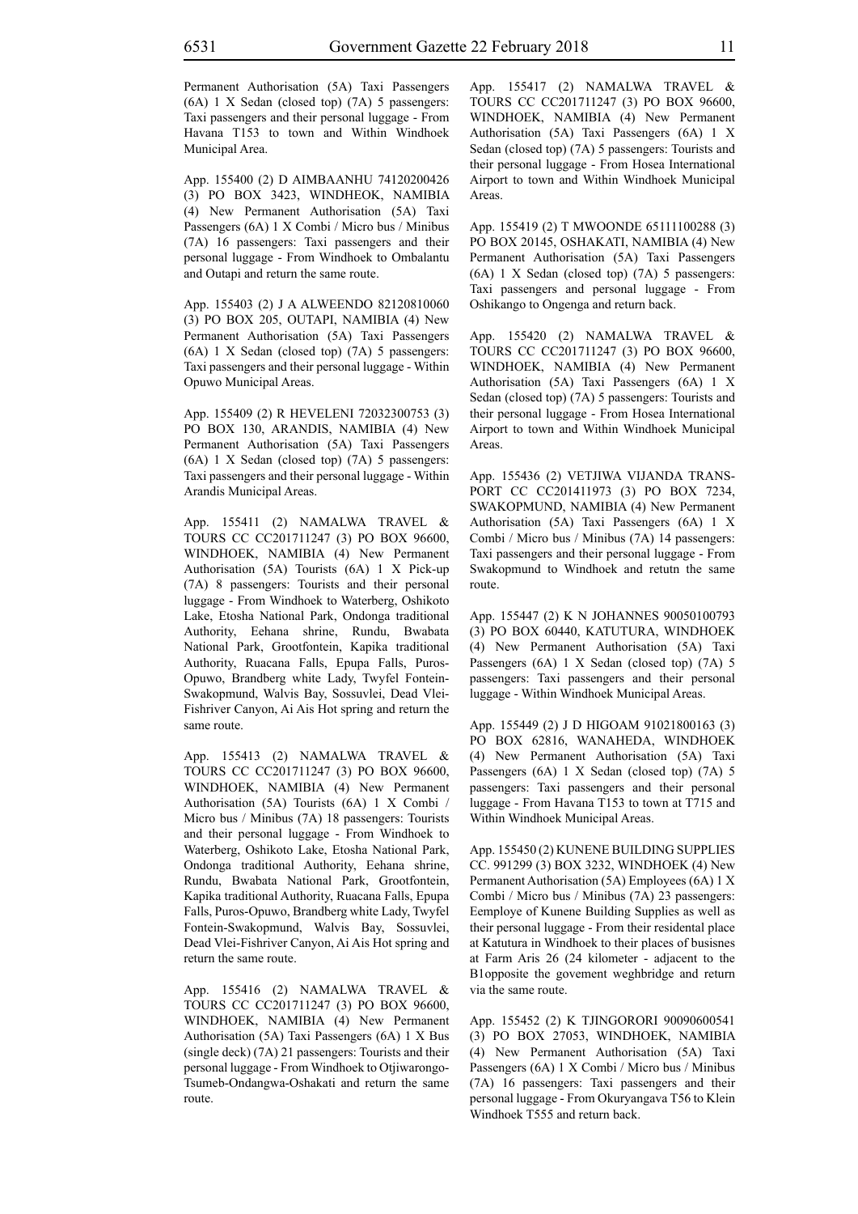Permanent Authorisation (5A) Taxi Passengers (6A) 1 X Sedan (closed top) (7A) 5 passengers: Taxi passengers and their personal luggage - From Havana T153 to town and Within Windhoek Municipal Area.

App. 155400 (2) D AIMBAANHU 74120200426 (3) PO BOX 3423, WINDHEOK, NAMIBIA (4) New Permanent Authorisation (5A) Taxi Passengers (6A) 1 X Combi / Micro bus / Minibus (7A) 16 passengers: Taxi passengers and their personal luggage - From Windhoek to Ombalantu and Outapi and return the same route.

App. 155403 (2) J A ALWEENDO 82120810060 (3) PO BOX 205, OUTAPI, NAMIBIA (4) New Permanent Authorisation (5A) Taxi Passengers (6A) 1 X Sedan (closed top) (7A) 5 passengers: Taxi passengers and their personal luggage - Within Opuwo Municipal Areas.

App. 155409 (2) R HEVELENI 72032300753 (3) PO BOX 130, ARANDIS, NAMIBIA (4) New Permanent Authorisation (5A) Taxi Passengers (6A) 1 X Sedan (closed top) (7A) 5 passengers: Taxi passengers and their personal luggage - Within Arandis Municipal Areas.

App. 155411 (2) NAMALWA TRAVEL & TOURS CC CC201711247 (3) PO BOX 96600, WINDHOEK, NAMIBIA (4) New Permanent Authorisation (5A) Tourists (6A) 1 X Pick-up (7A) 8 passengers: Tourists and their personal luggage - From Windhoek to Waterberg, Oshikoto Lake, Etosha National Park, Ondonga traditional Authority, Eehana shrine, Rundu, Bwabata National Park, Grootfontein, Kapika traditional Authority, Ruacana Falls, Epupa Falls, Puros-Opuwo, Brandberg white Lady, Twyfel Fontein-Swakopmund, Walvis Bay, Sossuvlei, Dead Vlei-Fishriver Canyon, Ai Ais Hot spring and return the same route.

App. 155413 (2) NAMALWA TRAVEL & TOURS CC CC201711247 (3) PO BOX 96600, WINDHOEK, NAMIBIA (4) New Permanent Authorisation (5A) Tourists (6A) 1 X Combi / Micro bus / Minibus (7A) 18 passengers: Tourists and their personal luggage - From Windhoek to Waterberg, Oshikoto Lake, Etosha National Park, Ondonga traditional Authority, Eehana shrine, Rundu, Bwabata National Park, Grootfontein, Kapika traditional Authority, Ruacana Falls, Epupa Falls, Puros-Opuwo, Brandberg white Lady, Twyfel Fontein-Swakopmund, Walvis Bay, Sossuvlei, Dead Vlei-Fishriver Canyon, Ai Ais Hot spring and return the same route.

App. 155416 (2) NAMALWA TRAVEL & TOURS CC CC201711247 (3) PO BOX 96600, WINDHOEK, NAMIBIA (4) New Permanent Authorisation (5A) Taxi Passengers (6A) 1 X Bus (single deck) (7A) 21 passengers: Tourists and their personal luggage - From Windhoek to Otjiwarongo-Tsumeb-Ondangwa-Oshakati and return the same route.

App. 155417 (2) NAMALWA TRAVEL & TOURS CC CC201711247 (3) PO BOX 96600, WINDHOEK, NAMIBIA (4) New Permanent Authorisation (5A) Taxi Passengers (6A) 1 X Sedan (closed top) (7A) 5 passengers: Tourists and their personal luggage - From Hosea International Airport to town and Within Windhoek Municipal Areas.

App. 155419 (2) T MWOONDE 65111100288 (3) PO BOX 20145, OSHAKATI, NAMIBIA (4) New Permanent Authorisation (5A) Taxi Passengers (6A) 1 X Sedan (closed top) (7A) 5 passengers: Taxi passengers and personal luggage - From Oshikango to Ongenga and return back.

App. 155420 (2) NAMALWA TRAVEL & TOURS CC CC201711247 (3) PO BOX 96600, WINDHOEK, NAMIBIA (4) New Permanent Authorisation (5A) Taxi Passengers (6A) 1 X Sedan (closed top) (7A) 5 passengers: Tourists and their personal luggage - From Hosea International Airport to town and Within Windhoek Municipal Areas.

App. 155436 (2) VETJIWA VIJANDA TRANSPORT CC CC201411973 (3) PO BOX 7234, SWAKOPMUND, NAMIBIA (4) New Permanent Authorisation (5A) Taxi Passengers (6A) 1 X Combi / Micro bus / Minibus (7A) 14 passengers: Taxi passengers and their personal luggage - From Swakopmund to Windhoek and retutn the same route.

App. 155447 (2) K N JOHANNES 90050100793 (3) PO BOX 60440, KATUTURA, WINDHOEK (4) New Permanent Authorisation (5A) Taxi Passengers (6A) 1 X Sedan (closed top) (7A) 5 passengers: Taxi passengers and their personal luggage - Within Windhoek Municipal Areas.

App. 155449 (2) J D HIGOAM 91021800163 (3) PO BOX 62816, WANAHEDA, WINDHOEK (4) New Permanent Authorisation (5A) Taxi Passengers (6A) 1 X Sedan (closed top) (7A) 5 passengers: Taxi passengers and their personal luggage - From Havana T153 to town at T715 and Within Windhoek Municipal Areas.

App. 155450 (2) KUNENE BUILDING SUPPLIES CC. 991299 (3) BOX 3232, WINDHOEK (4) New Permanent Authorisation (5A) Employees (6A) 1 X Combi / Micro bus / Minibus (7A) 23 passengers: Eemploye of Kunene Building Supplies as well as their personal luggage - From their residental place at Katutura in Windhoek to their places of busisnes at Farm Aris 26 (24 kilometer - adjacent to the B1opposite the govement weghbridge and return via the same route.

App. 155452 (2) K TJINGORORI 90090600541 (3) PO BOX 27053, WINDHOEK, NAMIBIA (4) New Permanent Authorisation (5A) Taxi Passengers (6A) 1 X Combi / Micro bus / Minibus (7A) 16 passengers: Taxi passengers and their personal luggage - From Okuryangava T56 to Klein Windhoek T555 and return back.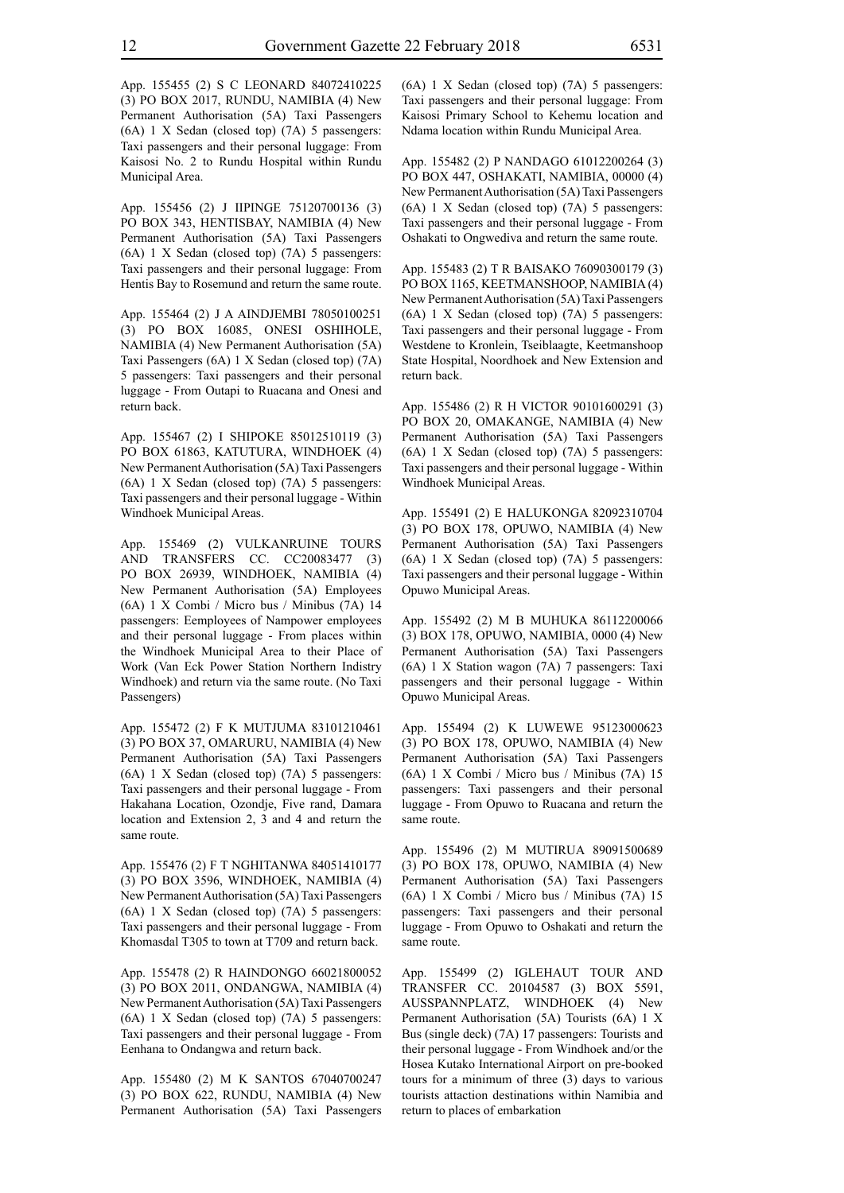App. 155455 (2) S C LEONARD 84072410225 (3) PO BOX 2017, RUNDU, NAMIBIA (4) New Permanent Authorisation (5A) Taxi Passengers (6A) 1 X Sedan (closed top) (7A) 5 passengers: Taxi passengers and their personal luggage: From Kaisosi No. 2 to Rundu Hospital within Rundu Municipal Area.

App. 155456 (2) J IIPINGE 75120700136 (3) PO BOX 343, HENTISBAY, NAMIBIA (4) New Permanent Authorisation (5A) Taxi Passengers (6A) 1 X Sedan (closed top) (7A) 5 passengers: Taxi passengers and their personal luggage: From Hentis Bay to Rosemund and return the same route.

App. 155464 (2) J A AINDJEMBI 78050100251 (3) PO BOX 16085, ONESI OSHIHOLE, NAMIBIA (4) New Permanent Authorisation (5A) Taxi Passengers (6A) 1 X Sedan (closed top) (7A) 5 passengers: Taxi passengers and their personal luggage - From Outapi to Ruacana and Onesi and return back.

App. 155467 (2) I SHIPOKE 85012510119 (3) PO BOX 61863, KATUTURA, WINDHOEK (4) New Permanent Authorisation (5A) Taxi Passengers (6A) 1 X Sedan (closed top) (7A) 5 passengers: Taxi passengers and their personal luggage - Within Windhoek Municipal Areas.

App. 155469 (2) VULKANRUINE TOURS AND TRANSFERS CC. CC20083477 (3) PO BOX 26939, WINDHOEK, NAMIBIA (4) New Permanent Authorisation (5A) Employees (6A) 1 X Combi / Micro bus / Minibus (7A) 14 passengers: Eemployees of Nampower employees and their personal luggage - From places within the Windhoek Municipal Area to their Place of Work (Van Eck Power Station Northern Indistry Windhoek) and return via the same route. (No Taxi Passengers)

App. 155472 (2) F K MUTJUMA 83101210461 (3) PO BOX 37, OMARURU, NAMIBIA (4) New Permanent Authorisation (5A) Taxi Passengers (6A) 1 X Sedan (closed top) (7A) 5 passengers: Taxi passengers and their personal luggage - From Hakahana Location, Ozondje, Five rand, Damara location and Extension 2, 3 and 4 and return the same route.

App. 155476 (2) F T NGHITANWA 84051410177 (3) PO BOX 3596, WINDHOEK, NAMIBIA (4) New Permanent Authorisation (5A) Taxi Passengers (6A) 1 X Sedan (closed top) (7A) 5 passengers: Taxi passengers and their personal luggage - From Khomasdal T305 to town at T709 and return back.

App. 155478 (2) R HAINDONGO 66021800052 (3) PO BOX 2011, ONDANGWA, NAMIBIA (4) New Permanent Authorisation (5A) Taxi Passengers (6A) 1 X Sedan (closed top) (7A) 5 passengers: Taxi passengers and their personal luggage - From Eenhana to Ondangwa and return back.

App. 155480 (2) M K SANTOS 67040700247 (3) PO BOX 622, RUNDU, NAMIBIA (4) New Permanent Authorisation (5A) Taxi Passengers (6A) 1 X Sedan (closed top) (7A) 5 passengers: Taxi passengers and their personal luggage: From Kaisosi Primary School to Kehemu location and Ndama location within Rundu Municipal Area.

App. 155482 (2) P NANDAGO 61012200264 (3) PO BOX 447, OSHAKATI, NAMIBIA, 00000 (4) New Permanent Authorisation (5A) Taxi Passengers (6A) 1 X Sedan (closed top) (7A) 5 passengers: Taxi passengers and their personal luggage - From Oshakati to Ongwediva and return the same route.

App. 155483 (2) T R BAISAKO 76090300179 (3) PO BOX 1165, KEETMANSHOOP, NAMIBIA (4) New Permanent Authorisation (5A) Taxi Passengers (6A) 1 X Sedan (closed top) (7A) 5 passengers: Taxi passengers and their personal luggage - From Westdene to Kronlein, Tseiblaagte, Keetmanshoop State Hospital, Noordhoek and New Extension and return back.

App. 155486 (2) R H VICTOR 90101600291 (3) PO BOX 20, OMAKANGE, NAMIBIA (4) New Permanent Authorisation (5A) Taxi Passengers (6A) 1 X Sedan (closed top) (7A) 5 passengers: Taxi passengers and their personal luggage - Within Windhoek Municipal Areas.

App. 155491 (2) E HALUKONGA 82092310704 (3) PO BOX 178, OPUWO, NAMIBIA (4) New Permanent Authorisation (5A) Taxi Passengers (6A) 1 X Sedan (closed top) (7A) 5 passengers: Taxi passengers and their personal luggage - Within Opuwo Municipal Areas.

App. 155492 (2) M B MUHUKA 86112200066 (3) BOX 178, OPUWO, NAMIBIA, 0000 (4) New Permanent Authorisation (5A) Taxi Passengers (6A) 1 X Station wagon (7A) 7 passengers: Taxi passengers and their personal luggage - Within Opuwo Municipal Areas.

App. 155494 (2) K LUWEWE 95123000623 (3) PO BOX 178, OPUWO, NAMIBIA (4) New Permanent Authorisation (5A) Taxi Passengers (6A) 1 X Combi / Micro bus / Minibus (7A) 15 passengers: Taxi passengers and their personal luggage - From Opuwo to Ruacana and return the same route.

App. 155496 (2) M MUTIRUA 89091500689 (3) PO BOX 178, OPUWO, NAMIBIA (4) New Permanent Authorisation (5A) Taxi Passengers (6A) 1 X Combi / Micro bus / Minibus (7A) 15 passengers: Taxi passengers and their personal luggage - From Opuwo to Oshakati and return the same route.

App. 155499 (2) IGLEHAUT TOUR AND TRANSFER CC. 20104587 (3) BOX 5591, AUSSPANNPLATZ, WINDHOEK (4) New Permanent Authorisation (5A) Tourists (6A) 1 X Bus (single deck) (7A) 17 passengers: Tourists and their personal luggage - From Windhoek and/or the Hosea Kutako International Airport on pre-booked tours for a minimum of three (3) days to various tourists attaction destinations within Namibia and return to places of embarkation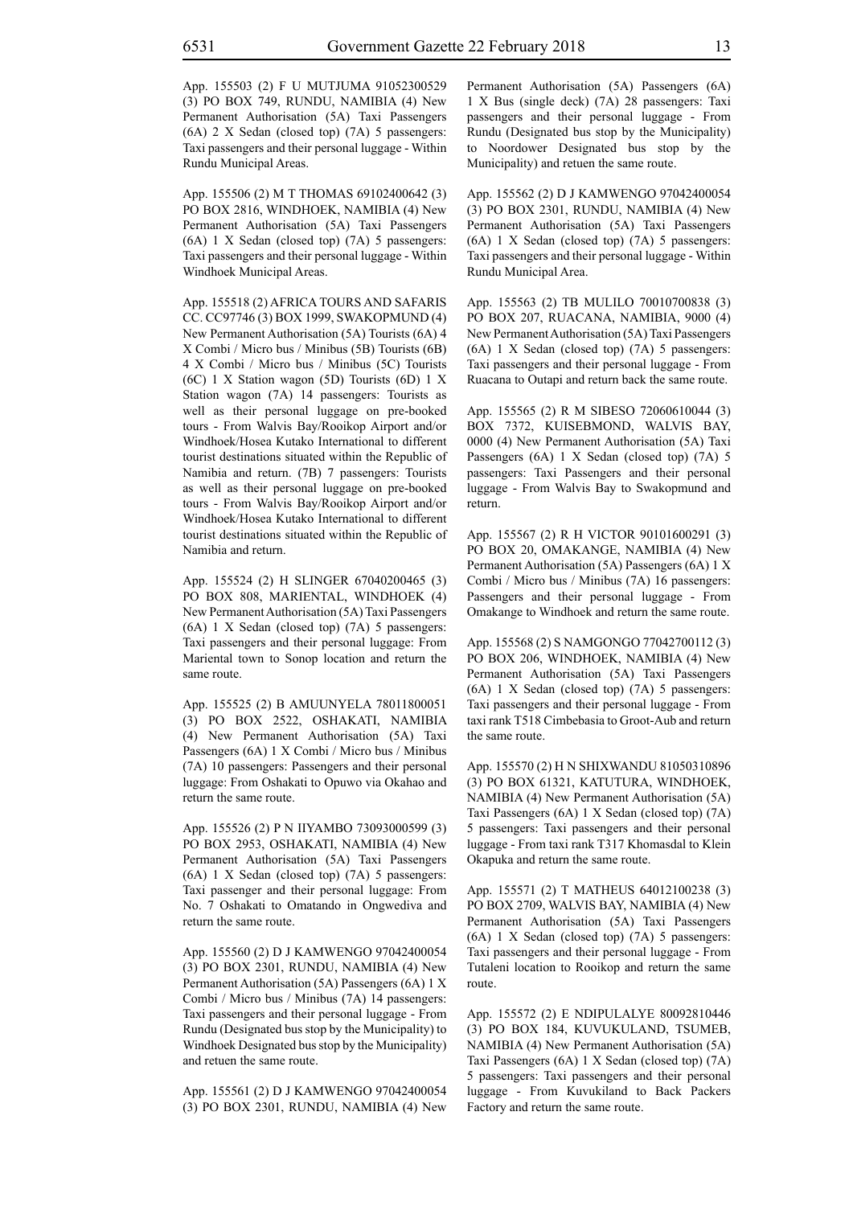App. 155503 (2) F U MUTJUMA 91052300529 (3) PO BOX 749, RUNDU, NAMIBIA (4) New Permanent Authorisation (5A) Taxi Passengers (6A) 2 X Sedan (closed top) (7A) 5 passengers: Taxi passengers and their personal luggage - Within Rundu Municipal Areas.

App. 155506 (2) M T THOMAS 69102400642 (3) PO BOX 2816, WINDHOEK, NAMIBIA (4) New Permanent Authorisation (5A) Taxi Passengers (6A) 1 X Sedan (closed top) (7A) 5 passengers: Taxi passengers and their personal luggage - Within Windhoek Municipal Areas.

App. 155518 (2) AFRICA TOURS AND SAFARIS CC. CC97746 (3) BOX 1999, SWAKOPMUND (4) New Permanent Authorisation (5A) Tourists (6A) 4 X Combi / Micro bus / Minibus (5B) Tourists (6B) 4 X Combi / Micro bus / Minibus (5C) Tourists (6C) 1 X Station wagon (5D) Tourists (6D) 1 X Station wagon (7A) 14 passengers: Tourists as well as their personal luggage on pre-booked tours - From Walvis Bay/Rooikop Airport and/or Windhoek/Hosea Kutako International to different tourist destinations situated within the Republic of Namibia and return. (7B) 7 passengers: Tourists as well as their personal luggage on pre-booked tours - From Walvis Bay/Rooikop Airport and/or Windhoek/Hosea Kutako International to different tourist destinations situated within the Republic of Namibia and return.

App. 155524 (2) H SLINGER 67040200465 (3) PO BOX 808, MARIENTAL, WINDHOEK (4) New Permanent Authorisation (5A) Taxi Passengers (6A) 1 X Sedan (closed top) (7A) 5 passengers: Taxi passengers and their personal luggage: From Mariental town to Sonop location and return the same route.

App. 155525 (2) B AMUUNYELA 78011800051 (3) PO BOX 2522, OSHAKATI, NAMIBIA (4) New Permanent Authorisation (5A) Taxi Passengers (6A) 1 X Combi / Micro bus / Minibus (7A) 10 passengers: Passengers and their personal luggage: From Oshakati to Opuwo via Okahao and return the same route.

App. 155526 (2) P N IIYAMBO 73093000599 (3) PO BOX 2953, OSHAKATI, NAMIBIA (4) New Permanent Authorisation (5A) Taxi Passengers (6A) 1 X Sedan (closed top) (7A) 5 passengers: Taxi passenger and their personal luggage: From No. 7 Oshakati to Omatando in Ongwediva and return the same route.

App. 155560 (2) D J KAMWENGO 97042400054 (3) PO BOX 2301, RUNDU, NAMIBIA (4) New Permanent Authorisation (5A) Passengers (6A) 1 X Combi / Micro bus / Minibus (7A) 14 passengers: Taxi passengers and their personal luggage - From Rundu (Designated bus stop by the Municipality) to Windhoek Designated bus stop by the Municipality) and retuen the same route.

App. 155561 (2) D J KAMWENGO 97042400054 (3) PO BOX 2301, RUNDU, NAMIBIA (4) New Permanent Authorisation (5A) Passengers (6A) 1 X Bus (single deck) (7A) 28 passengers: Taxi passengers and their personal luggage - From Rundu (Designated bus stop by the Municipality) to Noordower Designated bus stop by the Municipality) and retuen the same route.

App. 155562 (2) D J KAMWENGO 97042400054 (3) PO BOX 2301, RUNDU, NAMIBIA (4) New Permanent Authorisation (5A) Taxi Passengers (6A) 1 X Sedan (closed top) (7A) 5 passengers: Taxi passengers and their personal luggage - Within Rundu Municipal Area.

App. 155563 (2) TB MULILO 70010700838 (3) PO BOX 207, RUACANA, NAMIBIA, 9000 (4) New Permanent Authorisation (5A) Taxi Passengers (6A) 1 X Sedan (closed top) (7A) 5 passengers: Taxi passengers and their personal luggage - From Ruacana to Outapi and return back the same route.

App. 155565 (2) R M SIBESO 72060610044 (3) BOX 7372, KUISEBMOND, WALVIS BAY, 0000 (4) New Permanent Authorisation (5A) Taxi Passengers (6A) 1 X Sedan (closed top) (7A) 5 passengers: Taxi Passengers and their personal luggage - From Walvis Bay to Swakopmund and return.

App. 155567 (2) R H VICTOR 90101600291 (3) PO BOX 20, OMAKANGE, NAMIBIA (4) New Permanent Authorisation (5A) Passengers (6A) 1 X Combi / Micro bus / Minibus (7A) 16 passengers: Passengers and their personal luggage - From Omakange to Windhoek and return the same route.

App. 155568 (2) S NAMGONGO 77042700112 (3) PO BOX 206, WINDHOEK, NAMIBIA (4) New Permanent Authorisation (5A) Taxi Passengers (6A) 1 X Sedan (closed top) (7A) 5 passengers: Taxi passengers and their personal luggage - From taxi rank T518 Cimbebasia to Groot-Aub and return the same route.

App. 155570 (2) H N SHIXWANDU 81050310896 (3) PO BOX 61321, KATUTURA, WINDHOEK, NAMIBIA (4) New Permanent Authorisation (5A) Taxi Passengers (6A) 1 X Sedan (closed top) (7A) 5 passengers: Taxi passengers and their personal luggage - From taxi rank T317 Khomasdal to Klein Okapuka and return the same route.

App. 155571 (2) T MATHEUS 64012100238 (3) PO BOX 2709, WALVIS BAY, NAMIBIA (4) New Permanent Authorisation (5A) Taxi Passengers (6A) 1 X Sedan (closed top) (7A) 5 passengers: Taxi passengers and their personal luggage - From Tutaleni location to Rooikop and return the same route.

App. 155572 (2) E NDIPULALYE 80092810446 (3) PO BOX 184, KUVUKULAND, TSUMEB, NAMIBIA (4) New Permanent Authorisation (5A) Taxi Passengers (6A) 1 X Sedan (closed top) (7A) 5 passengers: Taxi passengers and their personal luggage - From Kuvukiland to Back Packers Factory and return the same route.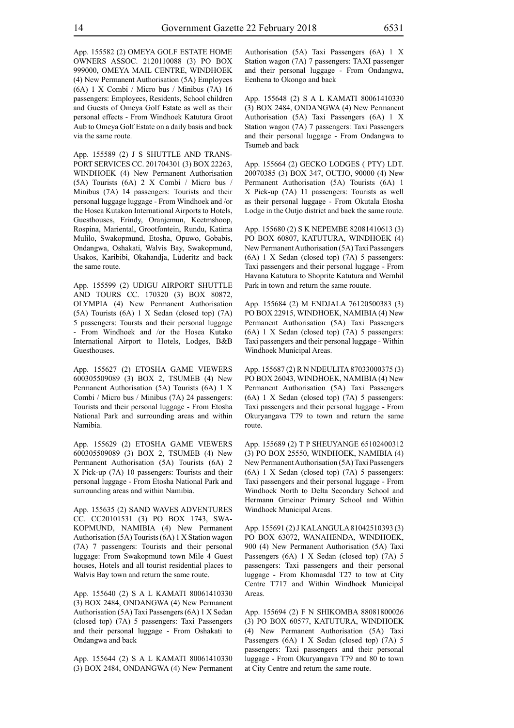App. 155582 (2) OMEYA GOLF ESTATE HOME OWNERS ASSOC. 2120110088 (3) PO BOX 999000, OMEYA MAIL CENTRE, WINDHOEK (4) New Permanent Authorisation (5A) Employees (6A) 1 X Combi / Micro bus / Minibus (7A) 16 passengers: Employees, Residents, School children and Guests of Omeya Golf Estate as well as their personal effects - From Windhoek Katutura Groot Aub to Omeya Golf Estate on a daily basis and back via the same route.

App. 155589 (2) J S SHUTTLE AND TRANSPORT SERVICES CC. 201704301 (3) BOX 22263, WINDHOEK (4) New Permanent Authorisation (5A) Tourists (6A) 2 X Combi / Micro bus / Minibus (7A) 14 passengers: Tourists and their personal luggage luggage - From Windhoek and /or the Hosea Kutakon International Airports to Hotels, Guesthouses, Erindy, Oranjemun, Keetmshoop, Rospina, Mariental, Grootfontein, Rundu, Katima Mulilo, Swakopmund, Etosha, Opuwo, Gobabis, Ondangwa, Oshakati, Walvis Bay, Swakopmund, Usakos, Karibibi, Okahandja, Lüderitz and back the same route.

App. 155599 (2) UDIGU AIRPORT SHUTTLE AND TOURS CC. 170320 (3) BOX 80872, OLYMPIA (4) New Permanent Authorisation (5A) Tourists (6A) 1 X Sedan (closed top) (7A) 5 passengers: Toursts and their personal luggage - From Windhoek and /or the Hosea Kutako International Airport to Hotels, Lodges, B&B Guesthouses.

App. 155627 (2) ETOSHA GAME VIEWERS 600305509089 (3) BOX 2, TSUMEB (4) New Permanent Authorisation (5A) Tourists (6A) 1 X Combi / Micro bus / Minibus (7A) 24 passengers: Tourists and their personal luggage - From Etosha National Park and surrounding areas and within Namibia.

App. 155629 (2) ETOSHA GAME VIEWERS 600305509089 (3) BOX 2, TSUMEB (4) New Permanent Authorisation (5A) Tourists (6A) 2 X Pick-up (7A) 10 passengers: Tourists and their personal luggage - From Etosha National Park and surrounding areas and within Namibia.

App. 155635 (2) SAND WAVES ADVENTURES CC. CC20101531 (3) PO BOX 1743, SWAKOPMUND, NAMIBIA (4) New Permanent Authorisation (5A) Tourists (6A) 1 X Station wagon (7A) 7 passengers: Tourists and their personal luggage: From Swakopmund town Mile 4 Guest houses, Hotels and all tourist residential places to Walvis Bay town and return the same route.

App. 155640 (2) S A L KAMATI 80061410330 (3) BOX 2484, ONDANGWA (4) New Permanent Authorisation (5A) Taxi Passengers (6A) 1 X Sedan (closed top) (7A) 5 passengers: Taxi Passengers and their personal luggage - From Oshakati to Ondangwa and back

App. 155644 (2) S A L KAMATI 80061410330 (3) BOX 2484, ONDANGWA (4) New Permanent Authorisation (5A) Taxi Passengers (6A) 1 X Station wagon (7A) 7 passengers: TAXI passenger and their personal luggage - From Ondangwa, Eenhena to Okongo and back

App. 155648 (2) S A L KAMATI 80061410330 (3) BOX 2484, ONDANGWA (4) New Permanent Authorisation (5A) Taxi Passengers (6A) 1 X Station wagon (7A) 7 passengers: Taxi Passengers and their personal luggage - From Ondangwa to Tsumeb and back

App. 155664 (2) GECKO LODGES ( PTY) LDT. 20070385 (3) BOX 347, OUTJO, 90000 (4) New Permanent Authorisation (5A) Tourists (6A) 1 X Pick-up (7A) 11 passengers: Tourists as well as their personal luggage - From Okutala Etosha Lodge in the Outjo district and back the same route.

App. 155680 (2) S K NEPEMBE 82081410613 (3) PO BOX 60807, KATUTURA, WINDHOEK (4) New Permanent Authorisation (5A) Taxi Passengers (6A) 1 X Sedan (closed top) (7A) 5 passengers: Taxi passengers and their personal luggage - From Havana Katutura to Shoprite Katutura and Wernhil Park in town and return the same rouute.

App. 155684 (2) M ENDJALA 76120500383 (3) PO BOX 22915, WINDHOEK, NAMIBIA (4) New Permanent Authorisation (5A) Taxi Passengers (6A) 1 X Sedan (closed top) (7A) 5 passengers: Taxi passengers and their personal luggage - Within Windhoek Municipal Areas.

App. 155687 (2) R N NDEULITA 87033000375 (3) PO BOX 26043, WINDHOEK, NAMIBIA (4) New Permanent Authorisation (5A) Taxi Passengers (6A) 1 X Sedan (closed top) (7A) 5 passengers: Taxi passengers and their personal luggage - From Okuryangava T79 to town and return the same route.

App. 155689 (2) T P SHEUYANGE 65102400312 (3) PO BOX 25550, WINDHOEK, NAMIBIA (4) New Permanent Authorisation (5A) Taxi Passengers (6A) 1 X Sedan (closed top) (7A) 5 passengers: Taxi passengers and their personal luggage - From Windhoek North to Delta Secondary School and Hermann Gmeiner Primary School and Within Windhoek Municipal Areas.

App. 155691 (2) J KALANGULA 81042510393 (3) PO BOX 63072, WANAHENDA, WINDHOEK, 900 (4) New Permanent Authorisation (5A) Taxi Passengers (6A) 1 X Sedan (closed top) (7A) 5 passengers: Taxi passengers and their personal luggage - From Khomasdal T27 to tow at City Centre T717 and Within Windhoek Municipal Areas.

App. 155694 (2) F N SHIKOMBA 88081800026 (3) PO BOX 60577, KATUTURA, WINDHOEK (4) New Permanent Authorisation (5A) Taxi Passengers (6A) 1 X Sedan (closed top) (7A) 5 passengers: Taxi passengers and their personal luggage - From Okuryangava T79 and 80 to town at City Centre and return the same route.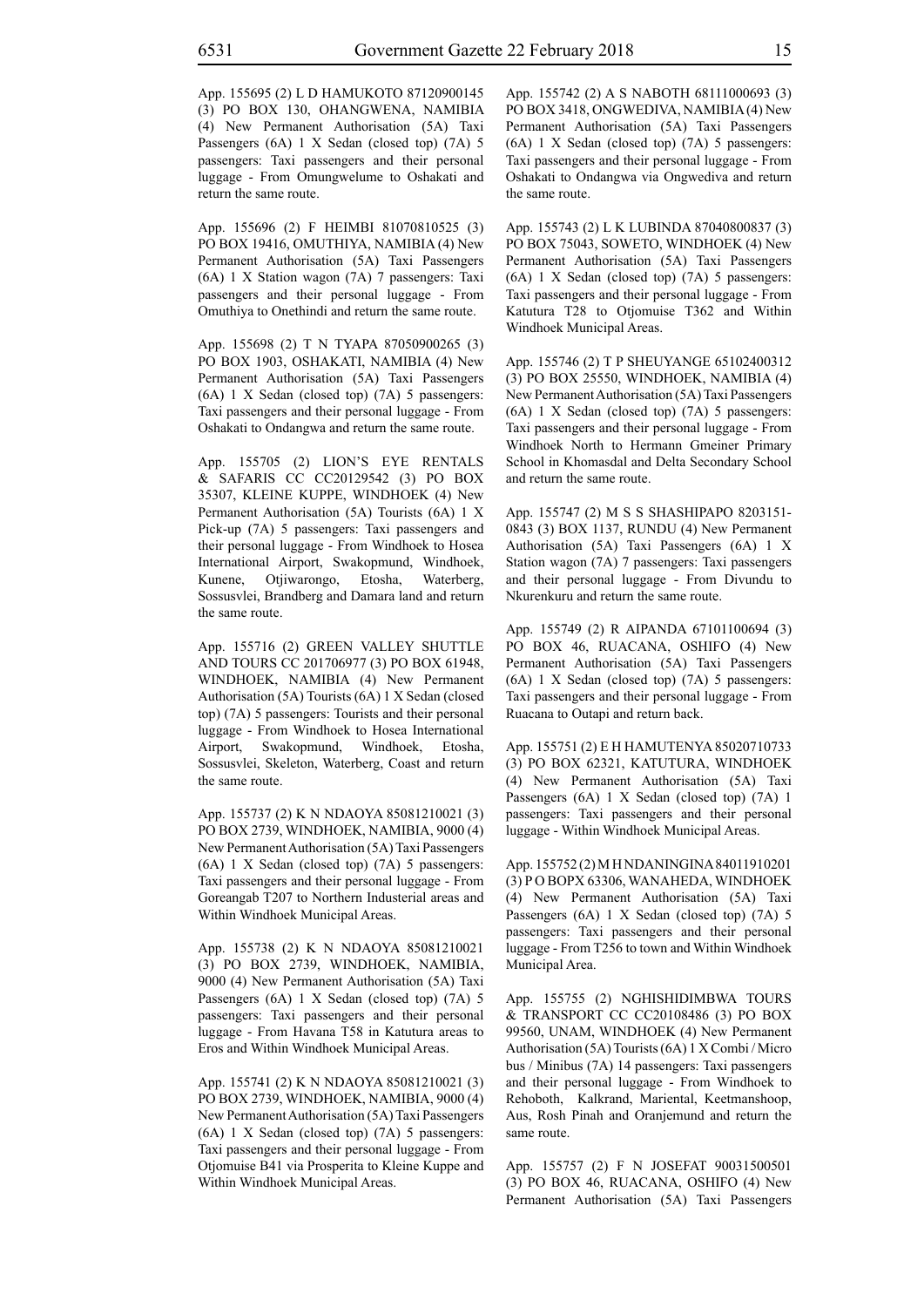App. 155695 (2) L D HAMUKOTO 87120900145 (3) PO BOX 130, OHANGWENA, NAMIBIA (4) New Permanent Authorisation (5A) Taxi Passengers (6A) 1 X Sedan (closed top) (7A) 5 passengers: Taxi passengers and their personal luggage - From Omungwelume to Oshakati and return the same route.

App. 155696 (2) F HEIMBI 81070810525 (3) PO BOX 19416, OMUTHIYA, NAMIBIA (4) New Permanent Authorisation (5A) Taxi Passengers (6A) 1 X Station wagon (7A) 7 passengers: Taxi passengers and their personal luggage - From Omuthiya to Onethindi and return the same route.

App. 155698 (2) T N TYAPA 87050900265 (3) PO BOX 1903, OSHAKATI, NAMIBIA (4) New Permanent Authorisation (5A) Taxi Passengers (6A) 1 X Sedan (closed top) (7A) 5 passengers: Taxi passengers and their personal luggage - From Oshakati to Ondangwa and return the same route.

App. 155705 (2) LION'S EYE RENTALS & SAFARIS CC CC20129542 (3) PO BOX 35307, KLEINE KUPPE, WINDHOEK (4) New Permanent Authorisation (5A) Tourists (6A) 1 X Pick-up (7A) 5 passengers: Taxi passengers and their personal luggage - From Windhoek to Hosea International Airport, Swakopmund, Windhoek, Kunene, Otjiwarongo, Etosha, Waterberg, Sossusvlei, Brandberg and Damara land and return the same route.

App. 155716 (2) GREEN VALLEY SHUTTLE AND TOURS CC 201706977 (3) PO BOX 61948, WINDHOEK, NAMIBIA (4) New Permanent Authorisation (5A) Tourists (6A) 1 X Sedan (closed top) (7A) 5 passengers: Tourists and their personal luggage - From Windhoek to Hosea International Airport, Swakopmund, Windhoek, Etosha, Sossusvlei, Skeleton, Waterberg, Coast and return the same route.

App. 155737 (2) K N NDAOYA 85081210021 (3) PO BOX 2739, WINDHOEK, NAMIBIA, 9000 (4) New Permanent Authorisation (5A) Taxi Passengers (6A) 1 X Sedan (closed top) (7A) 5 passengers: Taxi passengers and their personal luggage - From Goreangab T207 to Northern Industerial areas and Within Windhoek Municipal Areas.

App. 155738 (2) K N NDAOYA 85081210021 (3) PO BOX 2739, WINDHOEK, NAMIBIA, 9000 (4) New Permanent Authorisation (5A) Taxi Passengers (6A) 1 X Sedan (closed top) (7A) 5 passengers: Taxi passengers and their personal luggage - From Havana T58 in Katutura areas to Eros and Within Windhoek Municipal Areas.

App. 155741 (2) K N NDAOYA 85081210021 (3) PO BOX 2739, WINDHOEK, NAMIBIA, 9000 (4) New Permanent Authorisation (5A) Taxi Passengers (6A) 1 X Sedan (closed top) (7A) 5 passengers: Taxi passengers and their personal luggage - From Otjomuise B41 via Prosperita to Kleine Kuppe and Within Windhoek Municipal Areas.

App. 155742 (2) A S NABOTH 68111000693 (3) PO BOX 3418, ONGWEDIVA, NAMIBIA (4) New Permanent Authorisation (5A) Taxi Passengers (6A) 1 X Sedan (closed top) (7A) 5 passengers: Taxi passengers and their personal luggage - From Oshakati to Ondangwa via Ongwediva and return the same route.

App. 155743 (2) L K LUBINDA 87040800837 (3) PO BOX 75043, SOWETO, WINDHOEK (4) New Permanent Authorisation (5A) Taxi Passengers (6A) 1 X Sedan (closed top) (7A) 5 passengers: Taxi passengers and their personal luggage - From Katutura T28 to Otjomuise T362 and Within Windhoek Municipal Areas.

App. 155746 (2) T P SHEUYANGE 65102400312 (3) PO BOX 25550, WINDHOEK, NAMIBIA (4) New Permanent Authorisation (5A) Taxi Passengers (6A) 1 X Sedan (closed top) (7A) 5 passengers: Taxi passengers and their personal luggage - From Windhoek North to Hermann Gmeiner Primary School in Khomasdal and Delta Secondary School and return the same route.

App. 155747 (2) M S S SHASHIPAPO 8203151-0843 (3) BOX 1137, RUNDU (4) New Permanent Authorisation (5A) Taxi Passengers (6A) 1 X Station wagon (7A) 7 passengers: Taxi passengers and their personal luggage - From Divundu to Nkurenkuru and return the same route.

App. 155749 (2) R AIPANDA 67101100694 (3) PO BOX 46, RUACANA, OSHIFO (4) New Permanent Authorisation (5A) Taxi Passengers (6A) 1 X Sedan (closed top) (7A) 5 passengers: Taxi passengers and their personal luggage - From Ruacana to Outapi and return back.

App. 155751 (2) E H HAMUTENYA 85020710733 (3) PO BOX 62321, KATUTURA, WINDHOEK (4) New Permanent Authorisation (5A) Taxi Passengers (6A) 1 X Sedan (closed top) (7A) 1 passengers: Taxi passengers and their personal luggage - Within Windhoek Municipal Areas.

App. 155752 (2) M H NDANINGINA 84011910201 (3) P O BOPX 63306, WANAHEDA, WINDHOEK (4) New Permanent Authorisation (5A) Taxi Passengers (6A) 1 X Sedan (closed top) (7A) 5 passengers: Taxi passengers and their personal luggage - From T256 to town and Within Windhoek Municipal Area.

App. 155755 (2) NGHISHIDIMBWA TOURS & TRANSPORT CC CC20108486 (3) PO BOX 99560, UNAM, WINDHOEK (4) New Permanent Authorisation (5A) Tourists (6A) 1 X Combi / Micro bus / Minibus (7A) 14 passengers: Taxi passengers and their personal luggage - From Windhoek to Rehoboth, Kalkrand, Mariental, Keetmanshoop, Aus, Rosh Pinah and Oranjemund and return the same route.

App. 155757 (2) F N JOSEFAT 90031500501 (3) PO BOX 46, RUACANA, OSHIFO (4) New Permanent Authorisation (5A) Taxi Passengers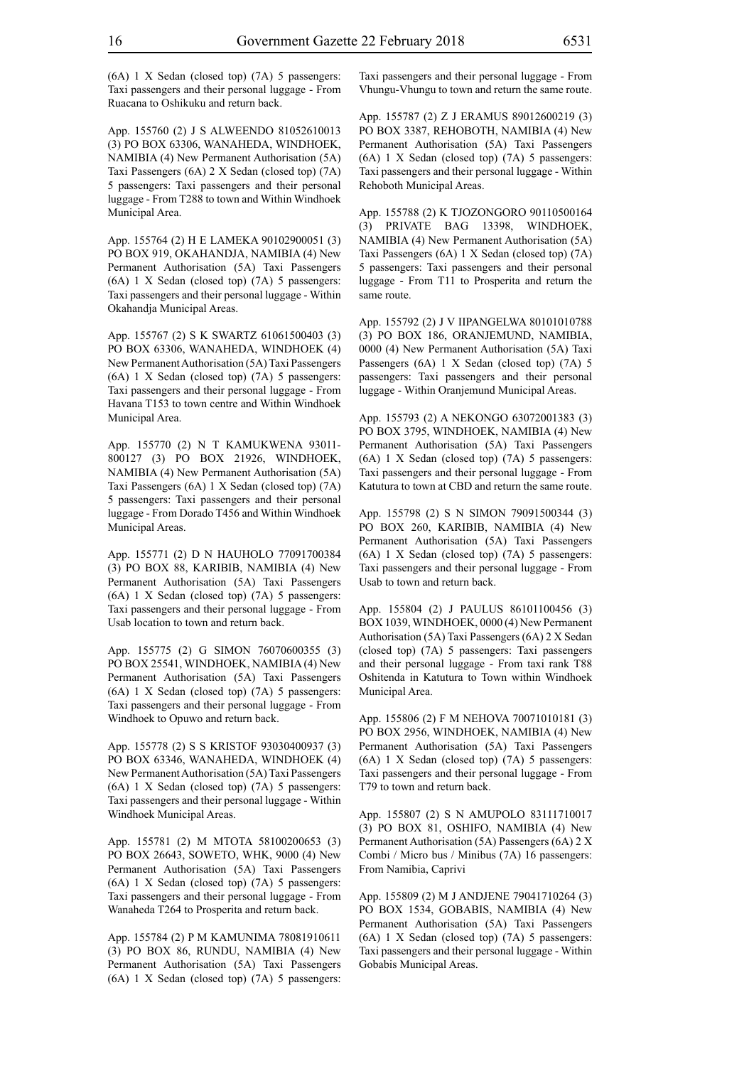(6A) 1 X Sedan (closed top) (7A) 5 passengers: Taxi passengers and their personal luggage - From Ruacana to Oshikuku and return back.

App. 155760 (2) J S ALWEENDO 81052610013 (3) PO BOX 63306, WANAHEDA, WINDHOEK, NAMIBIA (4) New Permanent Authorisation (5A) Taxi Passengers (6A) 2 X Sedan (closed top) (7A) 5 passengers: Taxi passengers and their personal luggage - From T288 to town and Within Windhoek Municipal Area.

App. 155764 (2) H E LAMEKA 90102900051 (3) PO BOX 919, OKAHANDJA, NAMIBIA (4) New Permanent Authorisation (5A) Taxi Passengers (6A) 1 X Sedan (closed top) (7A) 5 passengers: Taxi passengers and their personal luggage - Within Okahandja Municipal Areas.

App. 155767 (2) S K SWARTZ 61061500403 (3) PO BOX 63306, WANAHEDA, WINDHOEK (4) New Permanent Authorisation (5A) Taxi Passengers (6A) 1 X Sedan (closed top) (7A) 5 passengers: Taxi passengers and their personal luggage - From Havana T153 to town centre and Within Windhoek Municipal Area.

App. 155770 (2) N T KAMUKWENA 93011-800127 (3) PO BOX 21926, WINDHOEK, NAMIBIA (4) New Permanent Authorisation (5A) Taxi Passengers (6A) 1 X Sedan (closed top) (7A) 5 passengers: Taxi passengers and their personal luggage - From Dorado T456 and Within Windhoek Municipal Areas.

App. 155771 (2) D N HAUHOLO 77091700384 (3) PO BOX 88, KARIBIB, NAMIBIA (4) New Permanent Authorisation (5A) Taxi Passengers (6A) 1 X Sedan (closed top) (7A) 5 passengers: Taxi passengers and their personal luggage - From Usab location to town and return back.

App. 155775 (2) G SIMON 76070600355 (3) PO BOX 25541, WINDHOEK, NAMIBIA (4) New Permanent Authorisation (5A) Taxi Passengers (6A) 1 X Sedan (closed top) (7A) 5 passengers: Taxi passengers and their personal luggage - From Windhoek to Opuwo and return back.

App. 155778 (2) S S KRISTOF 93030400937 (3) PO BOX 63346, WANAHEDA, WINDHOEK (4) New Permanent Authorisation (5A) Taxi Passengers (6A) 1 X Sedan (closed top) (7A) 5 passengers: Taxi passengers and their personal luggage - Within Windhoek Municipal Areas.

App. 155781 (2) M MTOTA 58100200653 (3) PO BOX 26643, SOWETO, WHK, 9000 (4) New Permanent Authorisation (5A) Taxi Passengers (6A) 1 X Sedan (closed top) (7A) 5 passengers: Taxi passengers and their personal luggage - From Wanaheda T264 to Prosperita and return back.

App. 155784 (2) P M KAMUNIMA 78081910611 (3) PO BOX 86, RUNDU, NAMIBIA (4) New Permanent Authorisation (5A) Taxi Passengers (6A) 1 X Sedan (closed top) (7A) 5 passengers: Taxi passengers and their personal luggage - From Vhungu-Vhungu to town and return the same route.

App. 155787 (2) Z J ERAMUS 89012600219 (3) PO BOX 3387, REHOBOTH, NAMIBIA (4) New Permanent Authorisation (5A) Taxi Passengers (6A) 1 X Sedan (closed top) (7A) 5 passengers: Taxi passengers and their personal luggage - Within Rehoboth Municipal Areas.

App. 155788 (2) K TJOZONGORO 90110500164 (3) PRIVATE BAG 13398, WINDHOEK, NAMIBIA (4) New Permanent Authorisation (5A) Taxi Passengers (6A) 1 X Sedan (closed top) (7A) 5 passengers: Taxi passengers and their personal luggage - From T11 to Prosperita and return the same route.

App. 155792 (2) J V IIPANGELWA 80101010788 (3) PO BOX 186, ORANJEMUND, NAMIBIA, 0000 (4) New Permanent Authorisation (5A) Taxi Passengers (6A) 1 X Sedan (closed top) (7A) 5 passengers: Taxi passengers and their personal luggage - Within Oranjemund Municipal Areas.

App. 155793 (2) A NEKONGO 63072001383 (3) PO BOX 3795, WINDHOEK, NAMIBIA (4) New Permanent Authorisation (5A) Taxi Passengers (6A) 1 X Sedan (closed top) (7A) 5 passengers: Taxi passengers and their personal luggage - From Katutura to town at CBD and return the same route.

App. 155798 (2) S N SIMON 79091500344 (3) PO BOX 260, KARIBIB, NAMIBIA (4) New Permanent Authorisation (5A) Taxi Passengers (6A) 1 X Sedan (closed top) (7A) 5 passengers: Taxi passengers and their personal luggage - From Usab to town and return back.

App. 155804 (2) J PAULUS 86101100456 (3) BOX 1039, WINDHOEK, 0000 (4) New Permanent Authorisation (5A) Taxi Passengers (6A) 2 X Sedan (closed top) (7A) 5 passengers: Taxi passengers and their personal luggage - From taxi rank T88 Oshitenda in Katutura to Town within Windhoek Municipal Area.

App. 155806 (2) F M NEHOVA 70071010181 (3) PO BOX 2956, WINDHOEK, NAMIBIA (4) New Permanent Authorisation (5A) Taxi Passengers (6A) 1 X Sedan (closed top) (7A) 5 passengers: Taxi passengers and their personal luggage - From T79 to town and return back.

App. 155807 (2) S N AMUPOLO 83111710017 (3) PO BOX 81, OSHIFO, NAMIBIA (4) New Permanent Authorisation (5A) Passengers (6A) 2 X Combi / Micro bus / Minibus (7A) 16 passengers: From Namibia, Caprivi

App. 155809 (2) M J ANDJENE 79041710264 (3) PO BOX 1534, GOBABIS, NAMIBIA (4) New Permanent Authorisation (5A) Taxi Passengers (6A) 1 X Sedan (closed top) (7A) 5 passengers: Taxi passengers and their personal luggage - Within Gobabis Municipal Areas.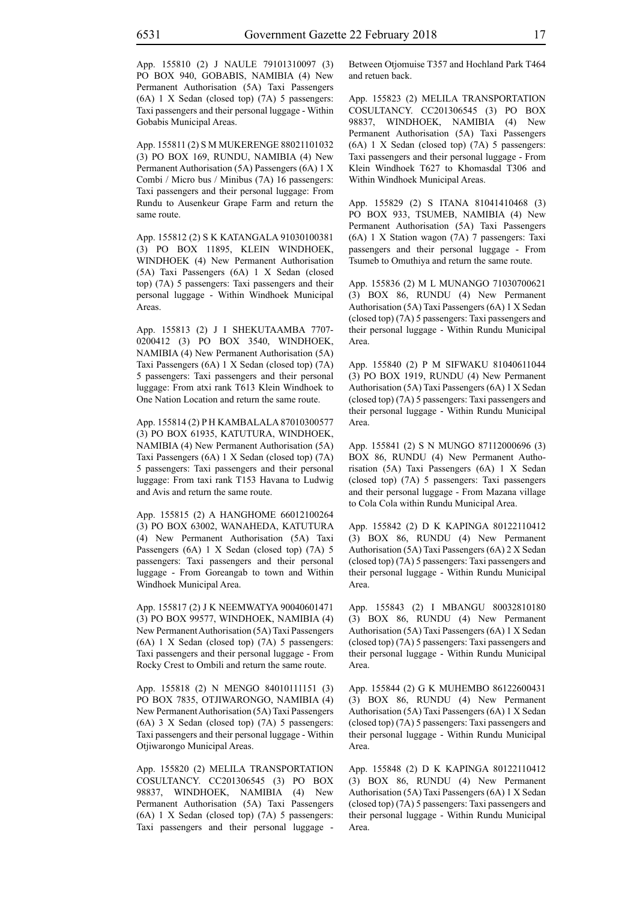App. 155810 (2) J NAULE 79101310097 (3) PO BOX 940, GOBABIS, NAMIBIA (4) New Permanent Authorisation (5A) Taxi Passengers (6A) 1 X Sedan (closed top) (7A) 5 passengers: Taxi passengers and their personal luggage - Within Gobabis Municipal Areas.

App. 155811 (2) S M MUKERENGE 88021101032 (3) PO BOX 169, RUNDU, NAMIBIA (4) New Permanent Authorisation (5A) Passengers (6A) 1 X Combi / Micro bus / Minibus (7A) 16 passengers: Taxi passengers and their personal luggage: From Rundu to Ausenkeur Grape Farm and return the same route.

App. 155812 (2) S K KATANGALA 91030100381 (3) PO BOX 11895, KLEIN WINDHOEK, WINDHOEK (4) New Permanent Authorisation (5A) Taxi Passengers (6A) 1 X Sedan (closed top) (7A) 5 passengers: Taxi passengers and their personal luggage - Within Windhoek Municipal Areas.

App. 155813 (2) J I SHEKUTAAMBA 7707-0200412 (3) PO BOX 3540, WINDHOEK, NAMIBIA (4) New Permanent Authorisation (5A) Taxi Passengers (6A) 1 X Sedan (closed top) (7A) 5 passengers: Taxi passengers and their personal luggage: From atxi rank T613 Klein Windhoek to One Nation Location and return the same route.

App. 155814 (2) P H KAMBALALA 87010300577 (3) PO BOX 61935, KATUTURA, WINDHOEK, NAMIBIA (4) New Permanent Authorisation (5A) Taxi Passengers (6A) 1 X Sedan (closed top) (7A) 5 passengers: Taxi passengers and their personal luggage: From taxi rank T153 Havana to Ludwig and Avis and return the same route.

App. 155815 (2) A HANGHOME 66012100264 (3) PO BOX 63002, WANAHEDA, KATUTURA (4) New Permanent Authorisation (5A) Taxi Passengers (6A) 1 X Sedan (closed top) (7A) 5 passengers: Taxi passengers and their personal luggage - From Goreangab to town and Within Windhoek Municipal Area.

App. 155817 (2) J K NEEMWATYA 90040601471 (3) PO BOX 99577, WINDHOEK, NAMIBIA (4) New Permanent Authorisation (5A) Taxi Passengers (6A) 1 X Sedan (closed top) (7A) 5 passengers: Taxi passengers and their personal luggage - From Rocky Crest to Ombili and return the same route.

App. 155818 (2) N MENGO 84010111151 (3) PO BOX 7835, OTJIWARONGO, NAMIBIA (4) New Permanent Authorisation (5A) Taxi Passengers (6A) 3 X Sedan (closed top) (7A) 5 passengers: Taxi passengers and their personal luggage - Within Otjiwarongo Municipal Areas.

App. 155820 (2) MELILA TRANSPORTATION COSULTANCY. CC201306545 (3) PO BOX 98837, WINDHOEK, NAMIBIA (4) New Permanent Authorisation (5A) Taxi Passengers (6A) 1 X Sedan (closed top) (7A) 5 passengers: Taxi passengers and their personal luggage - Between Otjomuise T357 and Hochland Park T464 and retuen back.

App. 155823 (2) MELILA TRANSPORTATION COSULTANCY. CC201306545 (3) PO BOX 98837, WINDHOEK, NAMIBIA (4) New Permanent Authorisation (5A) Taxi Passengers (6A) 1 X Sedan (closed top) (7A) 5 passengers: Taxi passengers and their personal luggage - From Klein Windhoek T627 to Khomasdal T306 and Within Windhoek Municipal Areas.

App. 155829 (2) S ITANA 81041410468 (3) PO BOX 933, TSUMEB, NAMIBIA (4) New Permanent Authorisation (5A) Taxi Passengers (6A) 1 X Station wagon (7A) 7 passengers: Taxi passengers and their personal luggage - From Tsumeb to Omuthiya and return the same route.

App. 155836 (2) M L MUNANGO 71030700621 (3) BOX 86, RUNDU (4) New Permanent Authorisation (5A) Taxi Passengers (6A) 1 X Sedan (closed top) (7A) 5 passengers: Taxi passengers and their personal luggage - Within Rundu Municipal Area.

App. 155840 (2) P M SIFWAKU 81040611044 (3) PO BOX 1919, RUNDU (4) New Permanent Authorisation (5A) Taxi Passengers (6A) 1 X Sedan (closed top) (7A) 5 passengers: Taxi passengers and their personal luggage - Within Rundu Municipal Area.

App. 155841 (2) S N MUNGO 87112000696 (3) BOX 86, RUNDU (4) New Permanent Authorisation (5A) Taxi Passengers (6A) 1 X Sedan (closed top) (7A) 5 passengers: Taxi passengers and their personal luggage - From Mazana village to Cola Cola within Rundu Municipal Area.

App. 155842 (2) D K KAPINGA 80122110412 (3) BOX 86, RUNDU (4) New Permanent Authorisation (5A) Taxi Passengers (6A) 2 X Sedan (closed top) (7A) 5 passengers: Taxi passengers and their personal luggage - Within Rundu Municipal Area.

App. 155843 (2) I MBANGU 80032810180 (3) BOX 86, RUNDU (4) New Permanent Authorisation (5A) Taxi Passengers (6A) 1 X Sedan (closed top) (7A) 5 passengers: Taxi passengers and their personal luggage - Within Rundu Municipal Area.

App. 155844 (2) G K MUHEMBO 86122600431 (3) BOX 86, RUNDU (4) New Permanent Authorisation (5A) Taxi Passengers (6A) 1 X Sedan (closed top) (7A) 5 passengers: Taxi passengers and their personal luggage - Within Rundu Municipal Area.

App. 155848 (2) D K KAPINGA 80122110412 (3) BOX 86, RUNDU (4) New Permanent Authorisation (5A) Taxi Passengers (6A) 1 X Sedan (closed top) (7A) 5 passengers: Taxi passengers and their personal luggage - Within Rundu Municipal Area.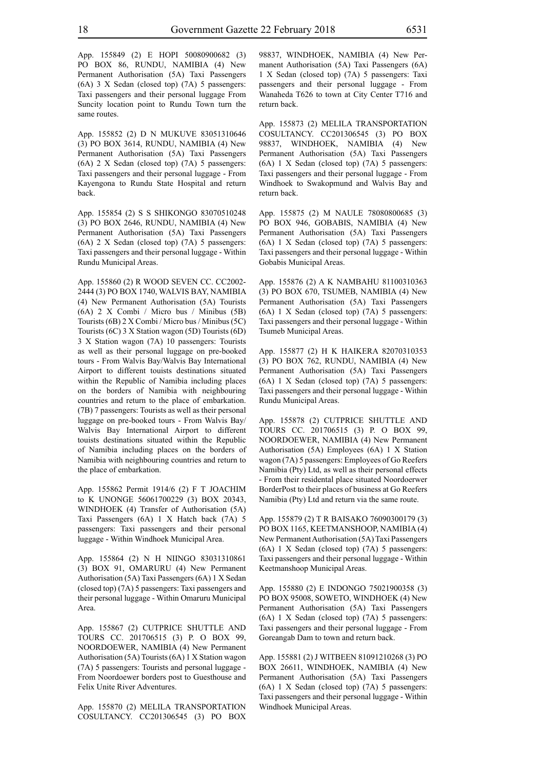App. 155849 (2) E HOPI 50080900682 (3) PO BOX 86, RUNDU, NAMIBIA (4) New Permanent Authorisation (5A) Taxi Passengers (6A) 3 X Sedan (closed top) (7A) 5 passengers: Taxi passengers and their personal luggage From Suncity location point to Rundu Town turn the same routes.

App. 155852 (2) D N MUKUVE 83051310646 (3) PO BOX 3614, RUNDU, NAMIBIA (4) New Permanent Authorisation (5A) Taxi Passengers (6A) 2 X Sedan (closed top) (7A) 5 passengers: Taxi passengers and their personal luggage - From Kayengona to Rundu State Hospital and return back.

App. 155854 (2) S S SHIKONGO 83070510248 (3) PO BOX 2646, RUNDU, NAMIBIA (4) New Permanent Authorisation (5A) Taxi Passengers (6A) 2 X Sedan (closed top) (7A) 5 passengers: Taxi passengers and their personal luggage - Within Rundu Municipal Areas.

App. 155860 (2) R WOOD SEVEN CC. CC2002-2444 (3) PO BOX 1740, WALVIS BAY, NAMIBIA (4) New Permanent Authorisation (5A) Tourists (6A) 2 X Combi / Micro bus / Minibus (5B) Tourists (6B) 2 X Combi / Micro bus / Minibus (5C) Tourists (6C) 3 X Station wagon (5D) Tourists (6D) 3 X Station wagon (7A) 10 passengers: Tourists as well as their personal luggage on pre-booked tours - From Walvis Bay/Walvis Bay International Airport to different touists destinations situated within the Republic of Namibia including places on the borders of Namibia with neighbouring countries and return to the place of embarkation. (7B) 7 passengers: Tourists as well as their personal luggage on pre-booked tours - From Walvis Bay/ Walvis Bay International Airport to different touists destinations situated within the Republic of Namibia including places on the borders of Namibia with neighbouring countries and return to the place of embarkation.

App. 155862 Permit 1914/6 (2) F T JOACHIM to K UNONGE 56061700229 (3) BOX 20343, WINDHOEK (4) Transfer of Authorisation (5A) Taxi Passengers (6A) 1 X Hatch back (7A) 5 passengers: Taxi passengers and their personal luggage - Within Windhoek Municipal Area.

App. 155864 (2) N H NIINGO 83031310861 (3) BOX 91, OMARURU (4) New Permanent Authorisation (5A) Taxi Passengers (6A) 1 X Sedan (closed top) (7A) 5 passengers: Taxi passengers and their personal luggage - Within Omaruru Municipal Area.

App. 155867 (2) CUTPRICE SHUTTLE AND TOURS CC. 201706515 (3) P. O BOX 99, NOORDOEWER, NAMIBIA (4) New Permanent Authorisation (5A) Tourists (6A) 1 X Station wagon (7A) 5 passengers: Tourists and personal luggage - From Noordoewer borders post to Guesthouse and Felix Unite River Adventures.

App. 155870 (2) MELILA TRANSPORTATION COSULTANCY. CC201306545 (3) PO BOX 98837, WINDHOEK, NAMIBIA (4) New Permanent Authorisation (5A) Taxi Passengers (6A) 1 X Sedan (closed top) (7A) 5 passengers: Taxi passengers and their personal luggage - From Wanaheda T626 to town at City Center T716 and return back.

App. 155873 (2) MELILA TRANSPORTATION COSULTANCY. CC201306545 (3) PO BOX 98837, WINDHOEK, NAMIBIA (4) New Permanent Authorisation (5A) Taxi Passengers (6A) 1 X Sedan (closed top) (7A) 5 passengers: Taxi passengers and their personal luggage - From Windhoek to Swakopmund and Walvis Bay and return back.

App. 155875 (2) M NAULE 78080800685 (3) PO BOX 946, GOBABIS, NAMIBIA (4) New Permanent Authorisation (5A) Taxi Passengers (6A) 1 X Sedan (closed top) (7A) 5 passengers: Taxi passengers and their personal luggage - Within Gobabis Municipal Areas.

App. 155876 (2) A K NAMBAHU 81100310363 (3) PO BOX 670, TSUMEB, NAMIBIA (4) New Permanent Authorisation (5A) Taxi Passengers (6A) 1 X Sedan (closed top) (7A) 5 passengers: Taxi passengers and their personal luggage - Within Tsumeb Municipal Areas.

App. 155877 (2) H K HAIKERA 82070310353 (3) PO BOX 762, RUNDU, NAMIBIA (4) New Permanent Authorisation (5A) Taxi Passengers (6A) 1 X Sedan (closed top) (7A) 5 passengers: Taxi passengers and their personal luggage - Within Rundu Municipal Areas.

App. 155878 (2) CUTPRICE SHUTTLE AND TOURS CC. 201706515 (3) P. O BOX 99, NOORDOEWER, NAMIBIA (4) New Permanent Authorisation (5A) Employees (6A) 1 X Station wagon (7A) 5 passengers: Employees of Go Reefers Namibia (Pty) Ltd, as well as their personal effects - From their residental place situated Noordoerwer BorderPost to their places of business at Go Reefers Namibia (Pty) Ltd and return via the same route.

App. 155879 (2) T R BAISAKO 76090300179 (3) PO BOX 1165, KEETMANSHOOP, NAMIBIA (4) New Permanent Authorisation (5A) Taxi Passengers (6A) 1 X Sedan (closed top) (7A) 5 passengers: Taxi passengers and their personal luggage - Within Keetmanshoop Municipal Areas.

App. 155880 (2) E INDONGO 75021900358 (3) PO BOX 95008, SOWETO, WINDHOEK (4) New Permanent Authorisation (5A) Taxi Passengers (6A) 1 X Sedan (closed top) (7A) 5 passengers: Taxi passengers and their personal luggage - From Goreangab Dam to town and return back.

App. 155881 (2) J WITBEEN 81091210268 (3) PO BOX 26611, WINDHOEK, NAMIBIA (4) New Permanent Authorisation (5A) Taxi Passengers (6A) 1 X Sedan (closed top) (7A) 5 passengers: Taxi passengers and their personal luggage - Within Windhoek Municipal Areas.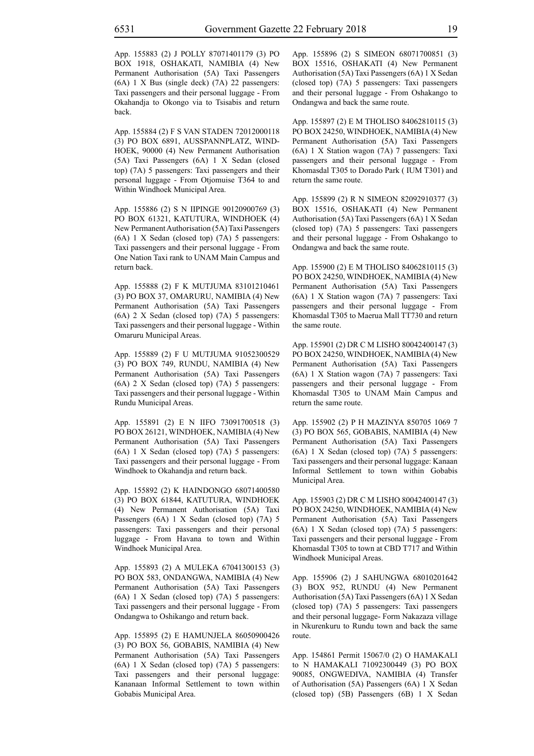App. 155883 (2) J POLLY 87071401179 (3) PO BOX 1918, OSHAKATI, NAMIBIA (4) New Permanent Authorisation (5A) Taxi Passengers (6A) 1 X Bus (single deck) (7A) 22 passengers: Taxi passengers and their personal luggage - From Okahandja to Okongo via to Tsisabis and return back.

App. 155884 (2) F S VAN STADEN 72012000118 (3) PO BOX 6891, AUSSPANNPLATZ, WINDHOEK, 90000 (4) New Permanent Authorisation (5A) Taxi Passengers (6A) 1 X Sedan (closed top) (7A) 5 passengers: Taxi passengers and their personal luggage - From Otjomuise T364 to and Within Windhoek Municipal Area.

App. 155886 (2) S N IIPINGE 90120900769 (3) PO BOX 61321, KATUTURA, WINDHOEK (4) New Permanent Authorisation (5A) Taxi Passengers (6A) 1 X Sedan (closed top) (7A) 5 passengers: Taxi passengers and their personal luggage - From One Nation Taxi rank to UNAM Main Campus and return back.

App. 155888 (2) F K MUTJUMA 83101210461 (3) PO BOX 37, OMARURU, NAMIBIA (4) New Permanent Authorisation (5A) Taxi Passengers (6A) 2 X Sedan (closed top) (7A) 5 passengers: Taxi passengers and their personal luggage - Within Omaruru Municipal Areas.

App. 155889 (2) F U MUTJUMA 91052300529 (3) PO BOX 749, RUNDU, NAMIBIA (4) New Permanent Authorisation (5A) Taxi Passengers (6A) 2 X Sedan (closed top) (7A) 5 passengers: Taxi passengers and their personal luggage - Within Rundu Municipal Areas.

App. 155891 (2) E N IIFO 73091700518 (3) PO BOX 26121, WINDHOEK, NAMIBIA (4) New Permanent Authorisation (5A) Taxi Passengers (6A) 1 X Sedan (closed top) (7A) 5 passengers: Taxi passengers and their personal luggage - From Windhoek to Okahandja and return back.

App. 155892 (2) K HAINDONGO 68071400580 (3) PO BOX 61844, KATUTURA, WINDHOEK (4) New Permanent Authorisation (5A) Taxi Passengers (6A) 1 X Sedan (closed top) (7A) 5 passengers: Taxi passengers and their personal luggage - From Havana to town and Within Windhoek Municipal Area.

App. 155893 (2) A MULEKA 67041300153 (3) PO BOX 583, ONDANGWA, NAMIBIA (4) New Permanent Authorisation (5A) Taxi Passengers (6A) 1 X Sedan (closed top) (7A) 5 passengers: Taxi passengers and their personal luggage - From Ondangwa to Oshikango and return back.

App. 155895 (2) E HAMUNJELA 86050900426 (3) PO BOX 56, GOBABIS, NAMIBIA (4) New Permanent Authorisation (5A) Taxi Passengers (6A) 1 X Sedan (closed top) (7A) 5 passengers: Taxi passengers and their personal luggage: Kananaan Informal Settlement to town within Gobabis Municipal Area.

App. 155896 (2) S SIMEON 68071700851 (3) BOX 15516, OSHAKATI (4) New Permanent Authorisation (5A) Taxi Passengers (6A) 1 X Sedan (closed top) (7A) 5 passengers: Taxi passengers and their personal luggage - From Oshakango to Ondangwa and back the same route.

App. 155897 (2) E M THOLISO 84062810115 (3) PO BOX 24250, WINDHOEK, NAMIBIA (4) New Permanent Authorisation (5A) Taxi Passengers (6A) 1 X Station wagon (7A) 7 passengers: Taxi passengers and their personal luggage - From Khomasdal T305 to Dorado Park ( IUM T301) and return the same route.

App. 155899 (2) R N SIMEON 82092910377 (3) BOX 15516, OSHAKATI (4) New Permanent Authorisation (5A) Taxi Passengers (6A) 1 X Sedan (closed top) (7A) 5 passengers: Taxi passengers and their personal luggage - From Oshakango to Ondangwa and back the same route.

App. 155900 (2) E M THOLISO 84062810115 (3) PO BOX 24250, WINDHOEK, NAMIBIA (4) New Permanent Authorisation (5A) Taxi Passengers (6A) 1 X Station wagon (7A) 7 passengers: Taxi passengers and their personal luggage - From Khomasdal T305 to Maerua Mall TT730 and return the same route.

App. 155901 (2) DR C M LISHO 80042400147 (3) PO BOX 24250, WINDHOEK, NAMIBIA (4) New Permanent Authorisation (5A) Taxi Passengers (6A) 1 X Station wagon (7A) 7 passengers: Taxi passengers and their personal luggage - From Khomasdal T305 to UNAM Main Campus and return the same route.

App. 155902 (2) P H MAZINYA 850705 1069 7 (3) PO BOX 565, GOBABIS, NAMIBIA (4) New Permanent Authorisation (5A) Taxi Passengers (6A) 1 X Sedan (closed top) (7A) 5 passengers: Taxi passengers and their personal luggage: Kanaan Informal Settlement to town within Gobabis Municipal Area.

App. 155903 (2) DR C M LISHO 80042400147 (3) PO BOX 24250, WINDHOEK, NAMIBIA (4) New Permanent Authorisation (5A) Taxi Passengers (6A) 1 X Sedan (closed top) (7A) 5 passengers: Taxi passengers and their personal luggage - From Khomasdal T305 to town at CBD T717 and Within Windhoek Municipal Areas.

App. 155906 (2) J SAHUNGWA 68010201642 (3) BOX 952, RUNDU (4) New Permanent Authorisation (5A) Taxi Passengers (6A) 1 X Sedan (closed top) (7A) 5 passengers: Taxi passengers and their personal luggage- Form Nakazaza village in Nkurenkuru to Rundu town and back the same route.

App. 154861 Permit 15067/0 (2) O HAMAKALI to N HAMAKALI 71092300449 (3) PO BOX 90085, ONGWEDIVA, NAMIBIA (4) Transfer of Authorisation (5A) Passengers (6A) 1 X Sedan (closed top) (5B) Passengers (6B) 1 X Sedan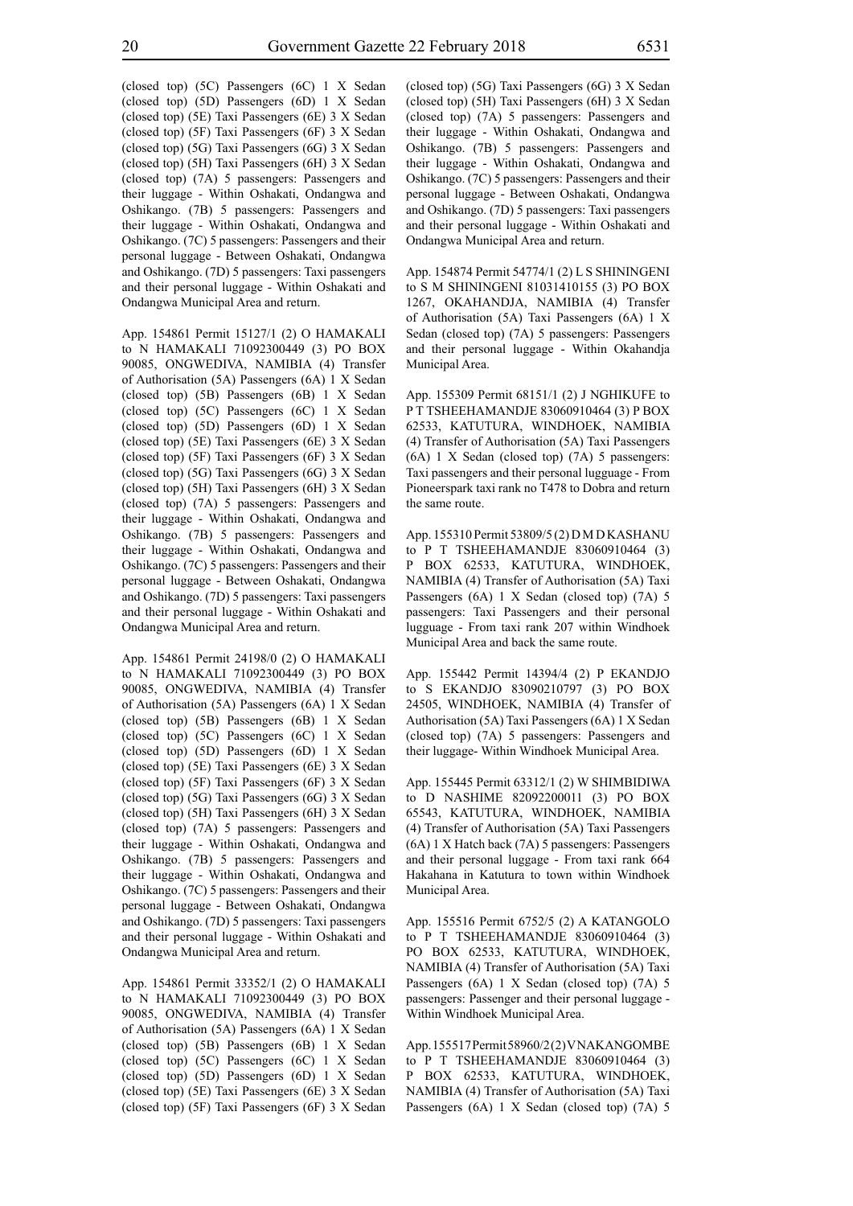(closed top) (5C) Passengers (6C) 1 X Sedan (closed top) (5D) Passengers (6D) 1 X Sedan (closed top) (5E) Taxi Passengers (6E) 3 X Sedan (closed top) (5F) Taxi Passengers (6F) 3 X Sedan (closed top) (5G) Taxi Passengers (6G) 3 X Sedan (closed top) (5H) Taxi Passengers (6H) 3 X Sedan (closed top) (7A) 5 passengers: Passengers and their luggage - Within Oshakati, Ondangwa and Oshikango. (7B) 5 passengers: Passengers and their luggage - Within Oshakati, Ondangwa and Oshikango. (7C) 5 passengers: Passengers and their personal luggage - Between Oshakati, Ondangwa and Oshikango. (7D) 5 passengers: Taxi passengers and their personal luggage - Within Oshakati and Ondangwa Municipal Area and return.

App. 154861 Permit 15127/1 (2) O HAMAKALI to N HAMAKALI 71092300449 (3) PO BOX 90085, ONGWEDIVA, NAMIBIA (4) Transfer of Authorisation (5A) Passengers (6A) 1 X Sedan (closed top) (5B) Passengers (6B) 1 X Sedan (closed top) (5C) Passengers (6C) 1 X Sedan (closed top) (5D) Passengers (6D) 1 X Sedan (closed top) (5E) Taxi Passengers (6E) 3 X Sedan (closed top) (5F) Taxi Passengers (6F) 3 X Sedan (closed top) (5G) Taxi Passengers (6G) 3 X Sedan (closed top) (5H) Taxi Passengers (6H) 3 X Sedan (closed top) (7A) 5 passengers: Passengers and their luggage - Within Oshakati, Ondangwa and Oshikango. (7B) 5 passengers: Passengers and their luggage - Within Oshakati, Ondangwa and Oshikango. (7C) 5 passengers: Passengers and their personal luggage - Between Oshakati, Ondangwa and Oshikango. (7D) 5 passengers: Taxi passengers and their personal luggage - Within Oshakati and Ondangwa Municipal Area and return.

App. 154861 Permit 24198/0 (2) O HAMAKALI to N HAMAKALI 71092300449 (3) PO BOX 90085, ONGWEDIVA, NAMIBIA (4) Transfer of Authorisation (5A) Passengers (6A) 1 X Sedan (closed top) (5B) Passengers (6B) 1 X Sedan (closed top) (5C) Passengers (6C) 1 X Sedan (closed top) (5D) Passengers (6D) 1 X Sedan (closed top) (5E) Taxi Passengers (6E) 3 X Sedan (closed top) (5F) Taxi Passengers (6F) 3 X Sedan (closed top) (5G) Taxi Passengers (6G) 3 X Sedan (closed top) (5H) Taxi Passengers (6H) 3 X Sedan (closed top) (7A) 5 passengers: Passengers and their luggage - Within Oshakati, Ondangwa and Oshikango. (7B) 5 passengers: Passengers and their luggage - Within Oshakati, Ondangwa and Oshikango. (7C) 5 passengers: Passengers and their personal luggage - Between Oshakati, Ondangwa and Oshikango. (7D) 5 passengers: Taxi passengers and their personal luggage - Within Oshakati and Ondangwa Municipal Area and return.

App. 154861 Permit 33352/1 (2) O HAMAKALI to N HAMAKALI 71092300449 (3) PO BOX 90085, ONGWEDIVA, NAMIBIA (4) Transfer of Authorisation (5A) Passengers (6A) 1 X Sedan (closed top) (5B) Passengers (6B) 1 X Sedan (closed top) (5C) Passengers (6C) 1 X Sedan (closed top) (5D) Passengers (6D) 1 X Sedan (closed top) (5E) Taxi Passengers (6E) 3 X Sedan (closed top) (5F) Taxi Passengers (6F) 3 X Sedan (closed top) (5G) Taxi Passengers (6G) 3 X Sedan (closed top) (5H) Taxi Passengers (6H) 3 X Sedan (closed top) (7A) 5 passengers: Passengers and their luggage - Within Oshakati, Ondangwa and Oshikango. (7B) 5 passengers: Passengers and their luggage - Within Oshakati, Ondangwa and Oshikango. (7C) 5 passengers: Passengers and their personal luggage - Between Oshakati, Ondangwa and Oshikango. (7D) 5 passengers: Taxi passengers and their personal luggage - Within Oshakati and Ondangwa Municipal Area and return.

App. 154874 Permit 54774/1 (2) L S SHININGENI to S M SHININGENI 81031410155 (3) PO BOX 1267, OKAHANDJA, NAMIBIA (4) Transfer of Authorisation (5A) Taxi Passengers (6A) 1 X Sedan (closed top) (7A) 5 passengers: Passengers and their personal luggage - Within Okahandja Municipal Area.

App. 155309 Permit 68151/1 (2) J NGHIKUFE to P T TSHEEHAMANDJE 83060910464 (3) P BOX 62533, KATUTURA, WINDHOEK, NAMIBIA (4) Transfer of Authorisation (5A) Taxi Passengers (6A) 1 X Sedan (closed top) (7A) 5 passengers: Taxi passengers and their personal lugguage - From Pioneerspark taxi rank no T478 to Dobra and return the same route.

App. 155310 Permit 53809/5 (2) D M D KASHANU to P T TSHEEHAMANDJE 83060910464 (3) P BOX 62533, KATUTURA, WINDHOEK, NAMIBIA (4) Transfer of Authorisation (5A) Taxi Passengers (6A) 1 X Sedan (closed top) (7A) 5 passengers: Taxi Passengers and their personal lugguage - From taxi rank 207 within Windhoek Municipal Area and back the same route.

App. 155442 Permit 14394/4 (2) P EKANDJO to S EKANDJO 83090210797 (3) PO BOX 24505, WINDHOEK, NAMIBIA (4) Transfer of Authorisation (5A) Taxi Passengers (6A) 1 X Sedan (closed top) (7A) 5 passengers: Passengers and their luggage- Within Windhoek Municipal Area.

App. 155445 Permit 63312/1 (2) W SHIMBIDIWA to D NASHIME 82092200011 (3) PO BOX 65543, KATUTURA, WINDHOEK, NAMIBIA (4) Transfer of Authorisation (5A) Taxi Passengers (6A) 1 X Hatch back (7A) 5 passengers: Passengers and their personal luggage - From taxi rank 664 Hakahana in Katutura to town within Windhoek Municipal Area.

App. 155516 Permit 6752/5 (2) A KATANGOLO to P T TSHEEHAMANDJE 83060910464 (3) PO BOX 62533, KATUTURA, WINDHOEK, NAMIBIA (4) Transfer of Authorisation (5A) Taxi Passengers (6A) 1 X Sedan (closed top) (7A) 5 passengers: Passenger and their personal luggage - Within Windhoek Municipal Area.

App. 155517 Permit 58960/2 (2) V NAKANGOMBE to P T TSHEEHAMANDJE 83060910464 (3) P BOX 62533, KATUTURA, WINDHOEK, NAMIBIA (4) Transfer of Authorisation (5A) Taxi Passengers (6A) 1 X Sedan (closed top) (7A) 5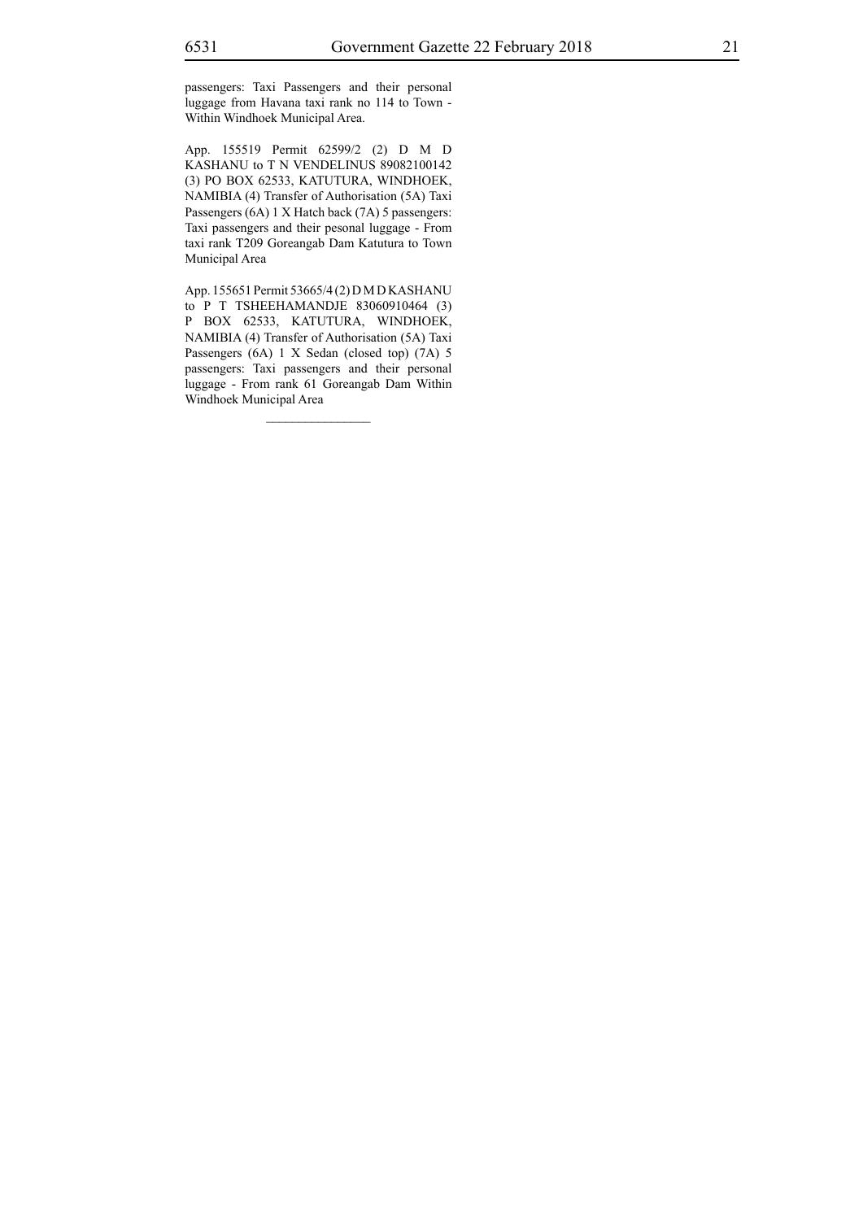passengers: Taxi Passengers and their personal luggage from Havana taxi rank no 114 to Town - Within Windhoek Municipal Area.

App. 155519 Permit 62599/2 (2) D M D KASHANU to T N VENDELINUS 89082100142 (3) PO BOX 62533, KATUTURA, WINDHOEK, NAMIBIA (4) Transfer of Authorisation (5A) Taxi Passengers (6A) 1 X Hatch back (7A) 5 passengers: Taxi passengers and their pesonal luggage - From taxi rank T209 Goreangab Dam Katutura to Town Municipal Area

App. 155651 Permit 53665/4 (2) D M D KASHANU to P T TSHEEHAMANDJE 83060910464 (3) P BOX 62533, KATUTURA, WINDHOEK, NAMIBIA (4) Transfer of Authorisation (5A) Taxi Passengers (6A) 1 X Sedan (closed top) (7A) 5 passengers: Taxi passengers and their personal luggage - From rank 61 Goreangab Dam Within Windhoek Municipal Area

________________